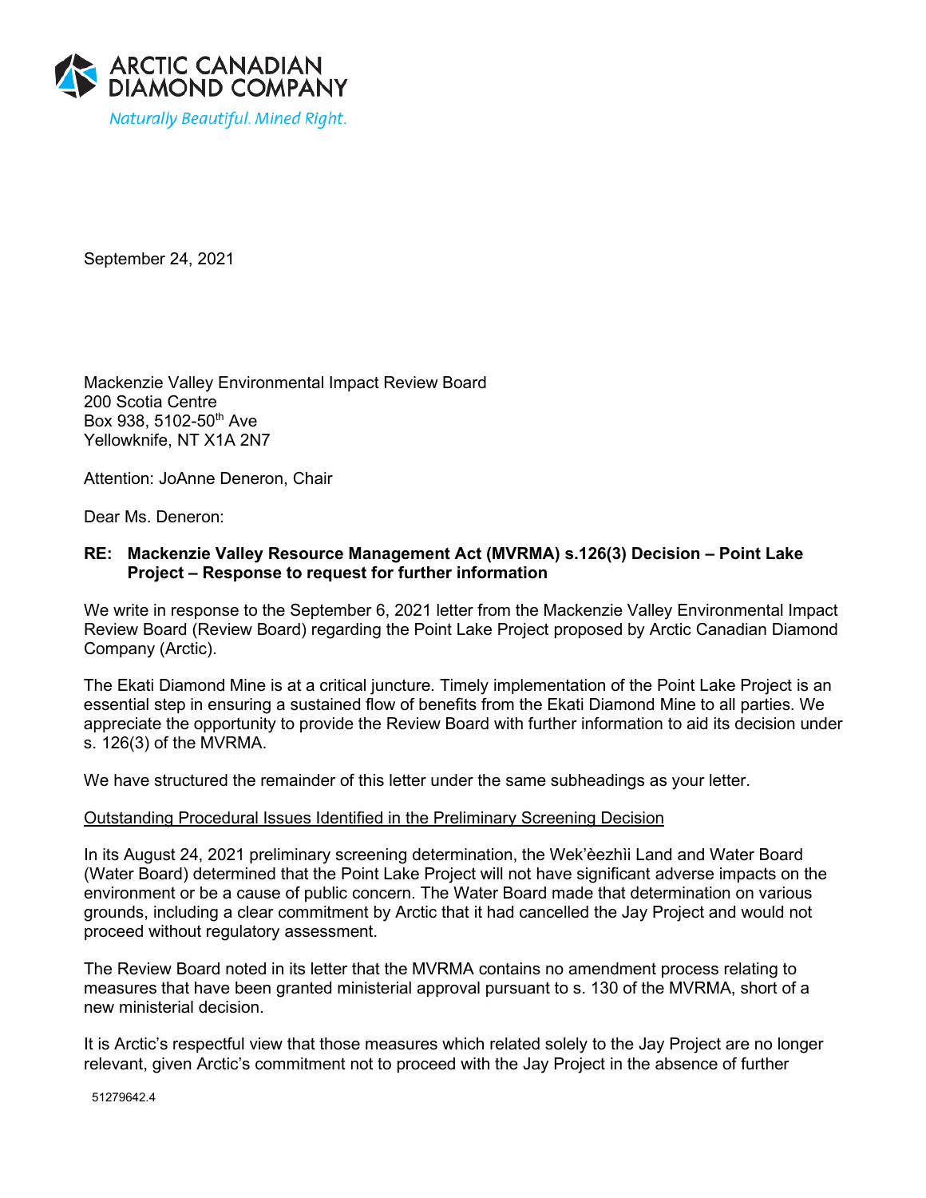**ARCTIC CANADIAN DIAMOND COMPANY**

*Naturally Beautiful. Mined Right.*

September 24, 2021

Mackenzie Valley Environmental Impact Review Board
200 Scotia Centre
Box 938, 5102-50th Ave
Yellowknife, NT X1A 2N7

Attention: JoAnne Deneron, Chair

Dear Ms. Deneron:

**RE: Mackenzie Valley Resource Management Act (MVRMA) s.126(3) Decision – Point Lake Project – Response to request for further information**

We write in response to the September 6, 2021 letter from the Mackenzie Valley Environmental Impact Review Board (Review Board) regarding the Point Lake Project proposed by Arctic Canadian Diamond Company (Arctic).

The Ekati Diamond Mine is at a critical juncture. Timely implementation of the Point Lake Project is an essential step in ensuring a sustained flow of benefits from the Ekati Diamond Mine to all parties. We appreciate the opportunity to provide the Review Board with further information to aid its decision under s. 126(3) of the MVRMA.

We have structured the remainder of this letter under the same subheadings as your letter.

Outstanding Procedural Issues Identified in the Preliminary Screening Decision

In its August 24, 2021 preliminary screening determination, the Wek'èezhìi Land and Water Board (Water Board) determined that the Point Lake Project will not have significant adverse impacts on the environment or be a cause of public concern. The Water Board made that determination on various grounds, including a clear commitment by Arctic that it had cancelled the Jay Project and would not proceed without regulatory assessment.

The Review Board noted in its letter that the MVRMA contains no amendment process relating to measures that have been granted ministerial approval pursuant to s. 130 of the MVRMA, short of a new ministerial decision.

It is Arctic's respectful view that those measures which related solely to the Jay Project are no longer relevant, given Arctic's commitment not to proceed with the Jay Project in the absence of further

51279642.4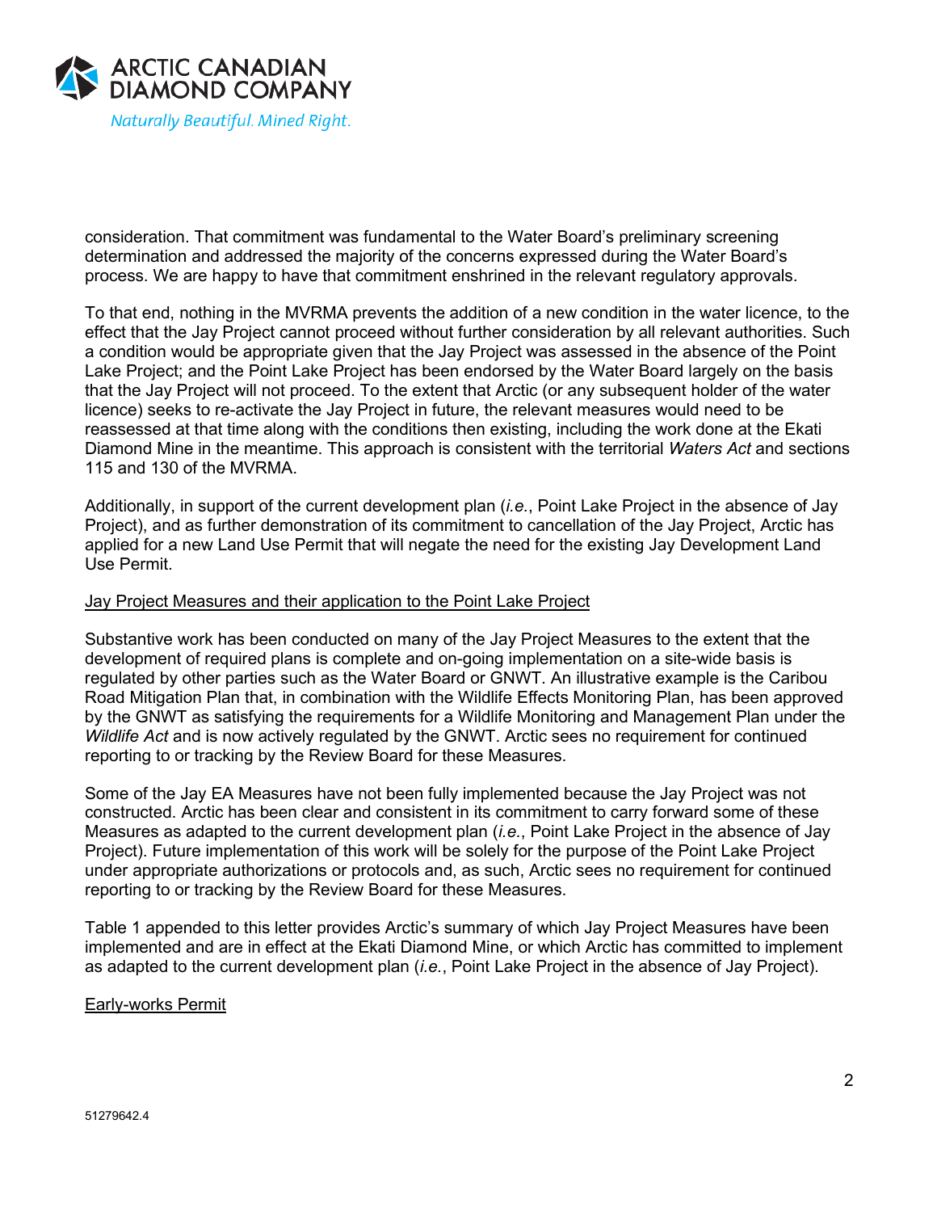consideration. That commitment was fundamental to the Water Board's preliminary screening determination and addressed the majority of the concerns expressed during the Water Board's process. We are happy to have that commitment enshrined in the relevant regulatory approvals.

To that end, nothing in the MVRMA prevents the addition of a new condition in the water licence, to the effect that the Jay Project cannot proceed without further consideration by all relevant authorities. Such a condition would be appropriate given that the Jay Project was assessed in the absence of the Point Lake Project; and the Point Lake Project has been endorsed by the Water Board largely on the basis that the Jay Project will not proceed. To the extent that Arctic (or any subsequent holder of the water licence) seeks to re-activate the Jay Project in future, the relevant measures would need to be reassessed at that time along with the conditions then existing, including the work done at the Ekati Diamond Mine in the meantime. This approach is consistent with the territorial *Waters Act* and sections 115 and 130 of the MVRMA.

Additionally, in support of the current development plan (*i.e.*, Point Lake Project in the absence of Jay Project), and as further demonstration of its commitment to cancellation of the Jay Project, Arctic has applied for a new Land Use Permit that will negate the need for the existing Jay Development Land Use Permit.

<u>Jay Project Measures and their application to the Point Lake Project</u>

Substantive work has been conducted on many of the Jay Project Measures to the extent that the development of required plans is complete and on-going implementation on a site-wide basis is regulated by other parties such as the Water Board or GNWT. An illustrative example is the Caribou Road Mitigation Plan that, in combination with the Wildlife Effects Monitoring Plan, has been approved by the GNWT as satisfying the requirements for a Wildlife Monitoring and Management Plan under the *Wildlife Act* and is now actively regulated by the GNWT. Arctic sees no requirement for continued reporting to or tracking by the Review Board for these Measures.

Some of the Jay EA Measures have not been fully implemented because the Jay Project was not constructed. Arctic has been clear and consistent in its commitment to carry forward some of these Measures as adapted to the current development plan (*i.e.*, Point Lake Project in the absence of Jay Project). Future implementation of this work will be solely for the purpose of the Point Lake Project under appropriate authorizations or protocols and, as such, Arctic sees no requirement for continued reporting to or tracking by the Review Board for these Measures.

Table 1 appended to this letter provides Arctic's summary of which Jay Project Measures have been implemented and are in effect at the Ekati Diamond Mine, or which Arctic has committed to implement as adapted to the current development plan (*i.e.*, Point Lake Project in the absence of Jay Project).

<u>Early-works Permit</u>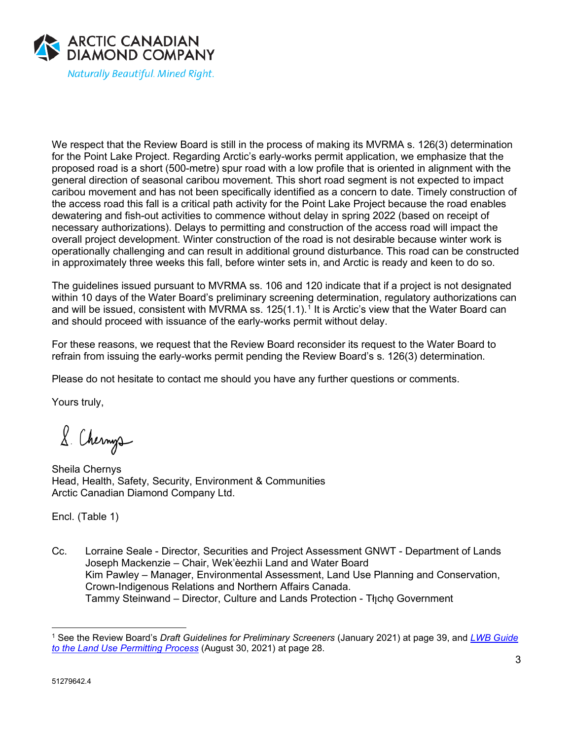We respect that the Review Board is still in the process of making its MVRMA s. 126(3) determination for the Point Lake Project. Regarding Arctic's early-works permit application, we emphasize that the proposed road is a short (500-metre) spur road with a low profile that is oriented in alignment with the general direction of seasonal caribou movement. This short road segment is not expected to impact caribou movement and has not been specifically identified as a concern to date. Timely construction of the access road this fall is a critical path activity for the Point Lake Project because the road enables dewatering and fish-out activities to commence without delay in spring 2022 (based on receipt of necessary authorizations). Delays to permitting and construction of the access road will impact the overall project development. Winter construction of the road is not desirable because winter work is operationally challenging and can result in additional ground disturbance. This road can be constructed in approximately three weeks this fall, before winter sets in, and Arctic is ready and keen to do so.

The guidelines issued pursuant to MVRMA ss. 106 and 120 indicate that if a project is not designated within 10 days of the Water Board's preliminary screening determination, regulatory authorizations can and will be issued, consistent with MVRMA ss. 125(1.1).[1] It is Arctic's view that the Water Board can and should proceed with issuance of the early-works permit without delay.

For these reasons, we request that the Review Board reconsider its request to the Water Board to refrain from issuing the early-works permit pending the Review Board's s. 126(3) determination.

Please do not hesitate to contact me should you have any further questions or comments.

Yours truly,

S. Chernys

Sheila Chernys
Head, Health, Safety, Security, Environment & Communities
Arctic Canadian Diamond Company Ltd.

Encl. (Table 1)

Cc. Lorraine Seale - Director, Securities and Project Assessment GNWT - Department of Lands
Joseph Mackenzie – Chair, Wek'èezhìi Land and Water Board
Kim Pawley – Manager, Environmental Assessment, Land Use Planning and Conservation, Crown-Indigenous Relations and Northern Affairs Canada.
Tammy Steinwand – Director, Culture and Lands Protection - Tłı̨chǫ Government

[1] See the Review Board's *Draft Guidelines for Preliminary Screeners* (January 2021) at page 39, and *LWB Guide to the Land Use Permitting Process* (August 30, 2021) at page 28.

51279642.4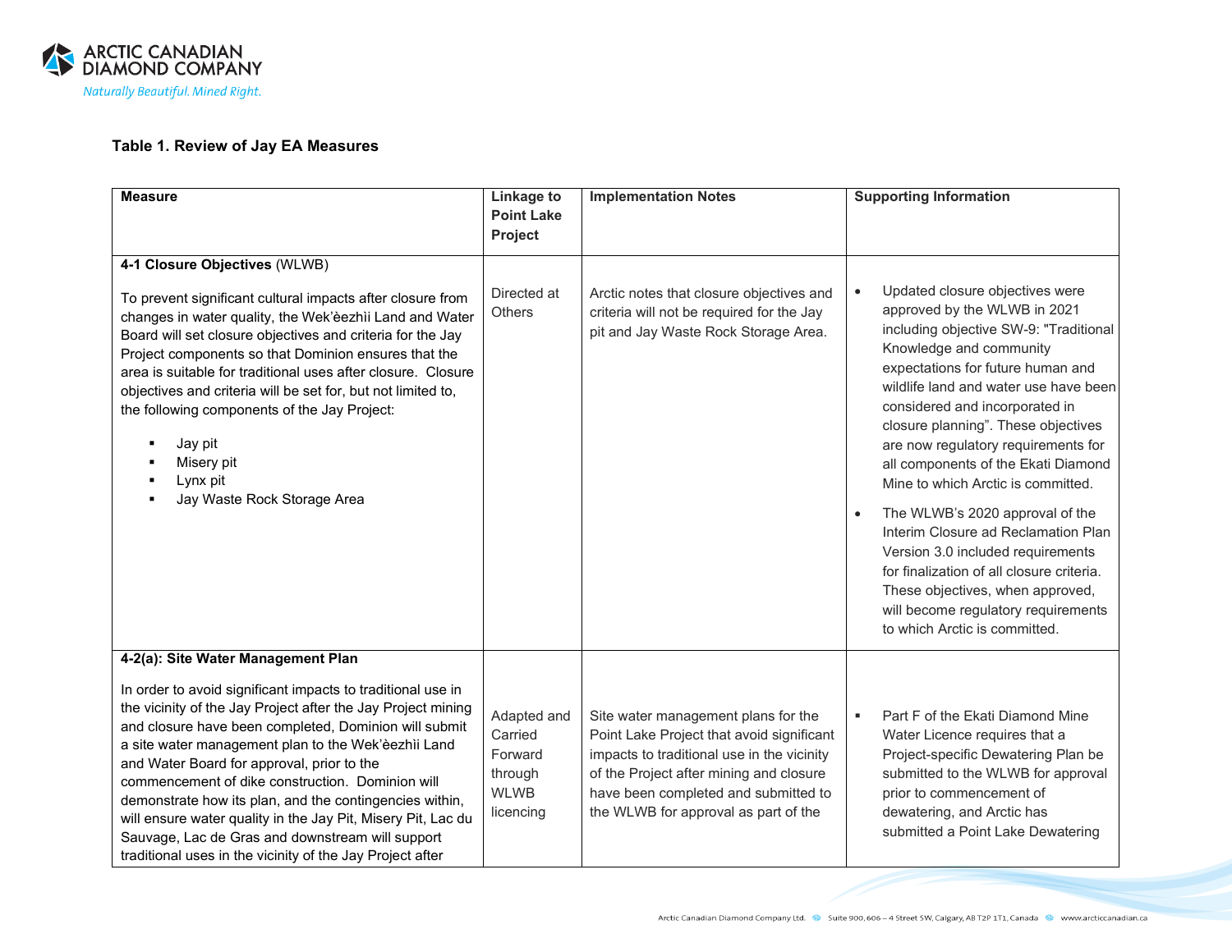### Table 1. Review of Jay EA Measures

| Measure | Linkage to Point Lake Project | Implementation Notes | Supporting Information |
|---|---|---|---|
| **4-1 Closure Objectives** (WLWB)<br><br>To prevent significant cultural impacts after closure from changes in water quality, the Wek'èezhìi Land and Water Board will set closure objectives and criteria for the Jay Project components so that Dominion ensures that the area is suitable for traditional uses after closure. Closure objectives and criteria will be set for, but not limited to, the following components of the Jay Project:<br>▪ Jay pit<br>▪ Misery pit<br>▪ Lynx pit<br>▪ Jay Waste Rock Storage Area | Directed at Others | Arctic notes that closure objectives and criteria will not be required for the Jay pit and Jay Waste Rock Storage Area. | • Updated closure objectives were approved by the WLWB in 2021 including objective SW-9: "Traditional Knowledge and community expectations for future human and wildlife land and water use have been considered and incorporated in closure planning". These objectives are now regulatory requirements for all components of the Ekati Diamond Mine to which Arctic is committed.<br>• The WLWB's 2020 approval of the Interim Closure ad Reclamation Plan Version 3.0 included requirements for finalization of all closure criteria. These objectives, when approved, will become regulatory requirements to which Arctic is committed. |
| **4-2(a): Site Water Management Plan**<br><br>In order to avoid significant impacts to traditional use in the vicinity of the Jay Project after the Jay Project mining and closure have been completed, Dominion will submit a site water management plan to the Wek'èezhìi Land and Water Board for approval, prior to the commencement of dike construction. Dominion will demonstrate how its plan, and the contingencies within, will ensure water quality in the Jay Pit, Misery Pit, Lac du Sauvage, Lac de Gras and downstream will support traditional uses in the vicinity of the Jay Project after | Adapted and Carried Forward through WLWB licencing | Site water management plans for the Point Lake Project that avoid significant impacts to traditional use in the vicinity of the Project after mining and closure have been completed and submitted to the WLWB for approval as part of the | ▪ Part F of the Ekati Diamond Mine Water Licence requires that a Project-specific Dewatering Plan be submitted to the WLWB for approval prior to commencement of dewatering, and Arctic has submitted a Point Lake Dewatering |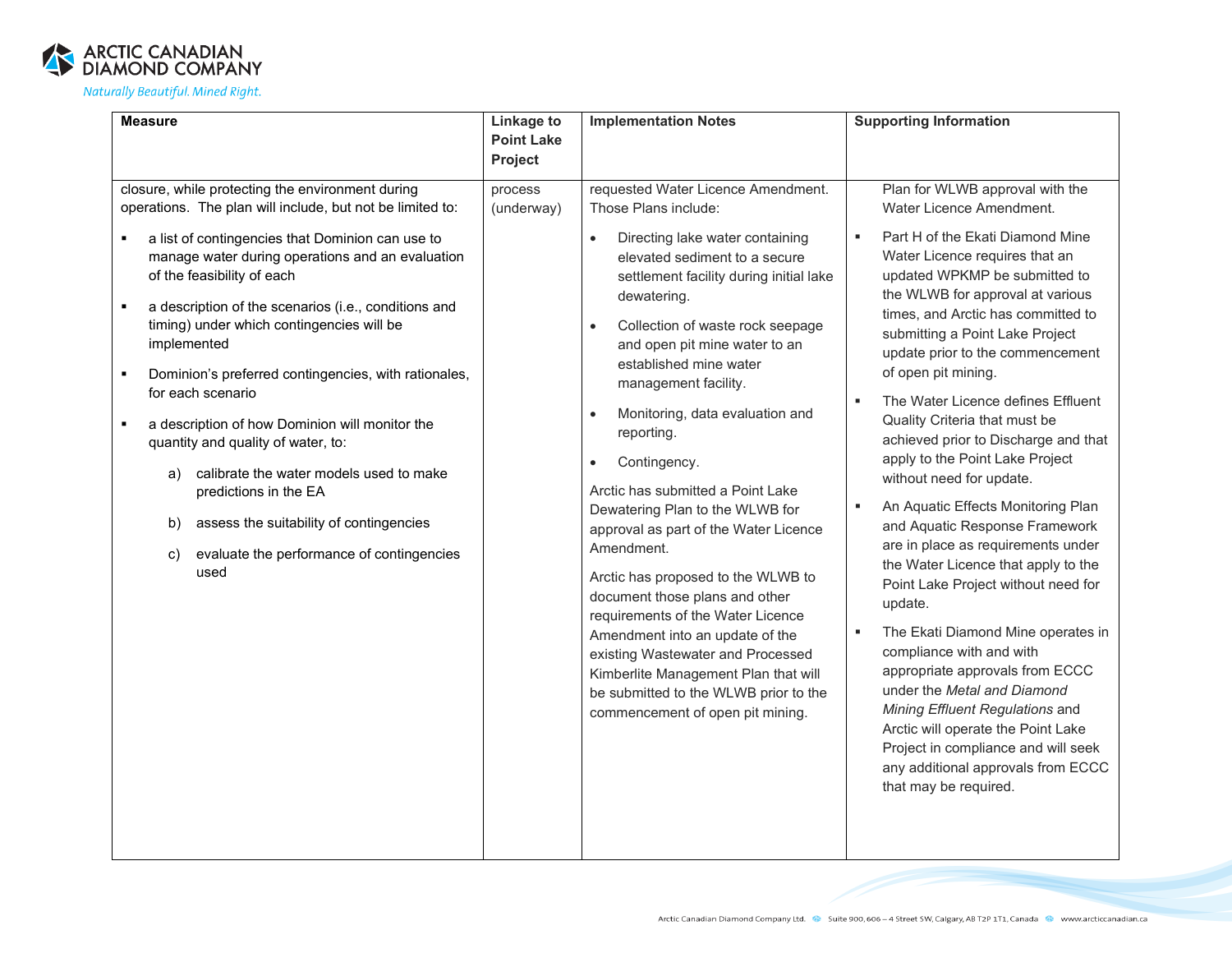| Measure | Linkage to Point Lake Project | Implementation Notes | Supporting Information |
|---|---|---|---|
| closure, while protecting the environment during operations. The plan will include, but not be limited to:<br><br>▪ a list of contingencies that Dominion can use to manage water during operations and an evaluation of the feasibility of each<br><br>▪ a description of the scenarios (i.e., conditions and timing) under which contingencies will be implemented<br><br>▪ Dominion's preferred contingencies, with rationales, for each scenario<br><br>▪ a description of how Dominion will monitor the quantity and quality of water, to:<br><br>a) calibrate the water models used to make predictions in the EA<br><br>b) assess the suitability of contingencies<br><br>c) evaluate the performance of contingencies used | process (underway) | requested Water Licence Amendment. Those Plans include:<br><br>• Directing lake water containing elevated sediment to a secure settlement facility during initial lake dewatering.<br><br>• Collection of waste rock seepage and open pit mine water to an established mine water management facility.<br><br>• Monitoring, data evaluation and reporting.<br><br>• Contingency.<br><br>Arctic has submitted a Point Lake Dewatering Plan to the WLWB for approval as part of the Water Licence Amendment.<br><br>Arctic has proposed to the WLWB to document those plans and other requirements of the Water Licence Amendment into an update of the existing Wastewater and Processed Kimberlite Management Plan that will be submitted to the WLWB prior to the commencement of open pit mining. | Plan for WLWB approval with the Water Licence Amendment.<br><br>▪ Part H of the Ekati Diamond Mine Water Licence requires that an updated WPKMP be submitted to the WLWB for approval at various times, and Arctic has committed to submitting a Point Lake Project update prior to the commencement of open pit mining.<br><br>▪ The Water Licence defines Effluent Quality Criteria that must be achieved prior to Discharge and that apply to the Point Lake Project without need for update.<br><br>▪ An Aquatic Effects Monitoring Plan and Aquatic Response Framework are in place as requirements under the Water Licence that apply to the Point Lake Project without need for update.<br><br>▪ The Ekati Diamond Mine operates in compliance with and with appropriate approvals from ECCC under the *Metal and Diamond Mining Effluent Regulations* and Arctic will operate the Point Lake Project in compliance and will seek any additional approvals from ECCC that may be required. |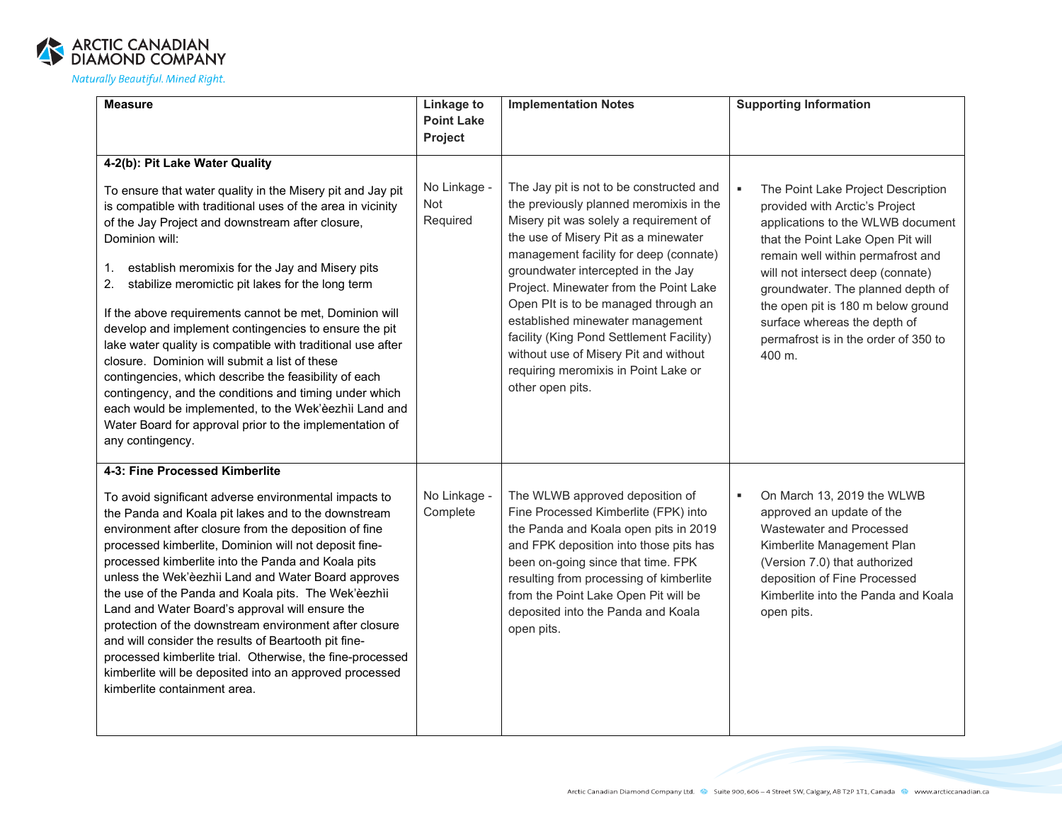| Measure | Linkage to Point Lake Project | Implementation Notes | Supporting Information |
|---|---|---|---|
| **4-2(b): Pit Lake Water Quality**<br><br>To ensure that water quality in the Misery pit and Jay pit is compatible with traditional uses of the area in vicinity of the Jay Project and downstream after closure, Dominion will:<br><br>1. establish meromixis for the Jay and Misery pits<br>2. stabilize meromictic pit lakes for the long term<br><br>If the above requirements cannot be met, Dominion will develop and implement contingencies to ensure the pit lake water quality is compatible with traditional use after closure. Dominion will submit a list of these contingencies, which describe the feasibility of each contingency, and the conditions and timing under which each would be implemented, to the Wek'èezhìi Land and Water Board for approval prior to the implementation of any contingency. | No Linkage - Not Required | The Jay pit is not to be constructed and the previously planned meromixis in the Misery pit was solely a requirement of the use of Misery Pit as a minewater management facility for deep (connate) groundwater intercepted in the Jay Project. Minewater from the Point Lake Open PIt is to be managed through an established minewater management facility (King Pond Settlement Facility) without use of Misery Pit and without requiring meromixis in Point Lake or other open pits. | ▪ The Point Lake Project Description provided with Arctic's Project applications to the WLWB document that the Point Lake Open Pit will remain well within permafrost and will not intersect deep (connate) groundwater. The planned depth of the open pit is 180 m below ground surface whereas the depth of permafrost is in the order of 350 to 400 m. |
| **4-3: Fine Processed Kimberlite**<br><br>To avoid significant adverse environmental impacts to the Panda and Koala pit lakes and to the downstream environment after closure from the deposition of fine processed kimberlite, Dominion will not deposit fine-processed kimberlite into the Panda and Koala pits unless the Wek'èezhìi Land and Water Board approves the use of the Panda and Koala pits. The Wek'èezhìi Land and Water Board's approval will ensure the protection of the downstream environment after closure and will consider the results of Beartooth pit fine-processed kimberlite trial. Otherwise, the fine-processed kimberlite will be deposited into an approved processed kimberlite containment area. | No Linkage - Complete | The WLWB approved deposition of Fine Processed Kimberlite (FPK) into the Panda and Koala open pits in 2019 and FPK deposition into those pits has been on-going since that time. FPK resulting from processing of kimberlite from the Point Lake Open Pit will be deposited into the Panda and Koala open pits. | ▪ On March 13, 2019 the WLWB approved an update of the Wastewater and Processed Kimberlite Management Plan (Version 7.0) that authorized deposition of Fine Processed Kimberlite into the Panda and Koala open pits. |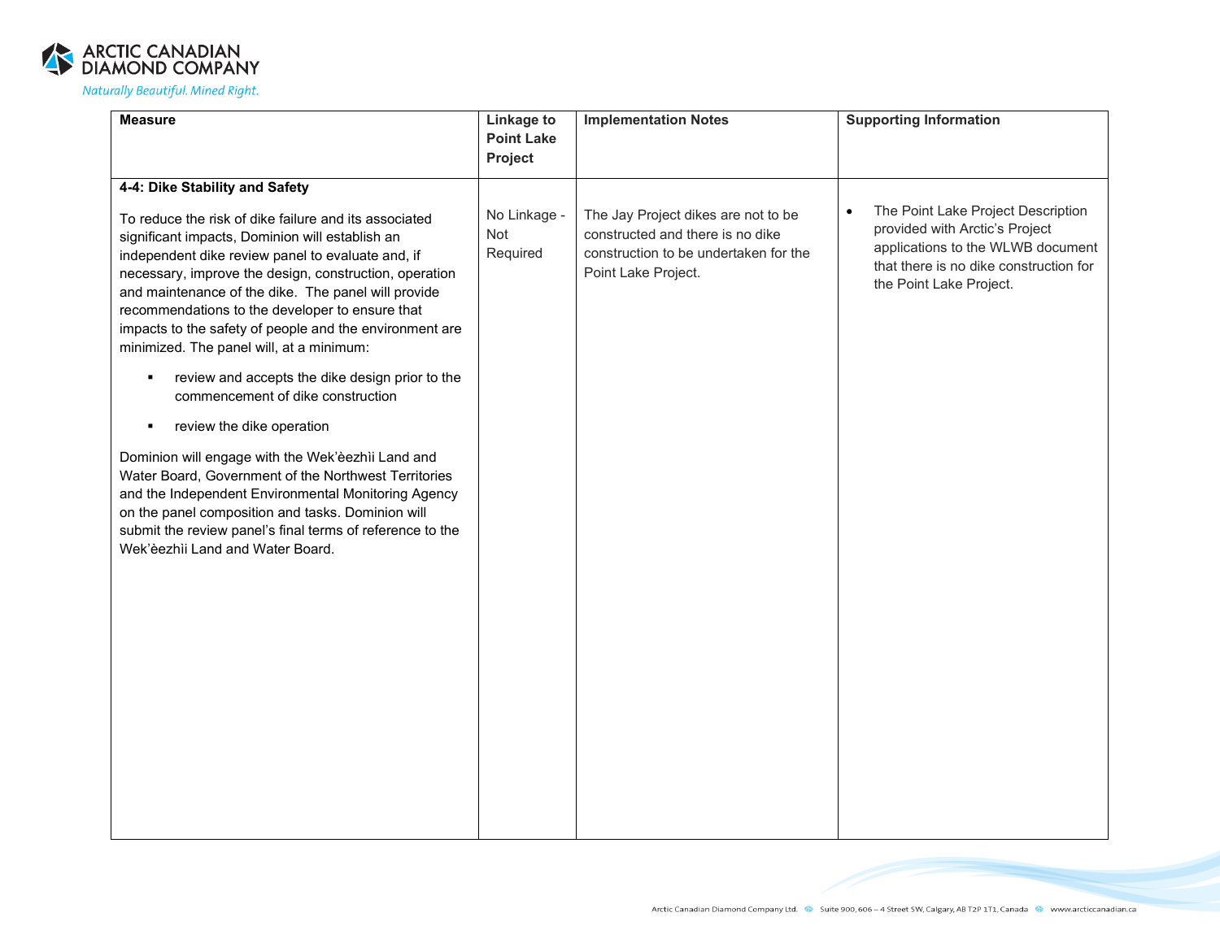| Measure | Linkage to Point Lake Project | Implementation Notes | Supporting Information |
|---|---|---|---|
| **4-4: Dike Stability and Safety**<br><br>To reduce the risk of dike failure and its associated significant impacts, Dominion will establish an independent dike review panel to evaluate and, if necessary, improve the design, construction, operation and maintenance of the dike. The panel will provide recommendations to the developer to ensure that impacts to the safety of people and the environment are minimized. The panel will, at a minimum:<br><br>▪ review and accepts the dike design prior to the commencement of dike construction<br><br>▪ review the dike operation<br><br>Dominion will engage with the Wek'èezhìi Land and Water Board, Government of the Northwest Territories and the Independent Environmental Monitoring Agency on the panel composition and tasks. Dominion will submit the review panel's final terms of reference to the Wek'èezhìi Land and Water Board. | No Linkage - Not Required | The Jay Project dikes are not to be constructed and there is no dike construction to be undertaken for the Point Lake Project. | • The Point Lake Project Description provided with Arctic's Project applications to the WLWB document that there is no dike construction for the Point Lake Project. |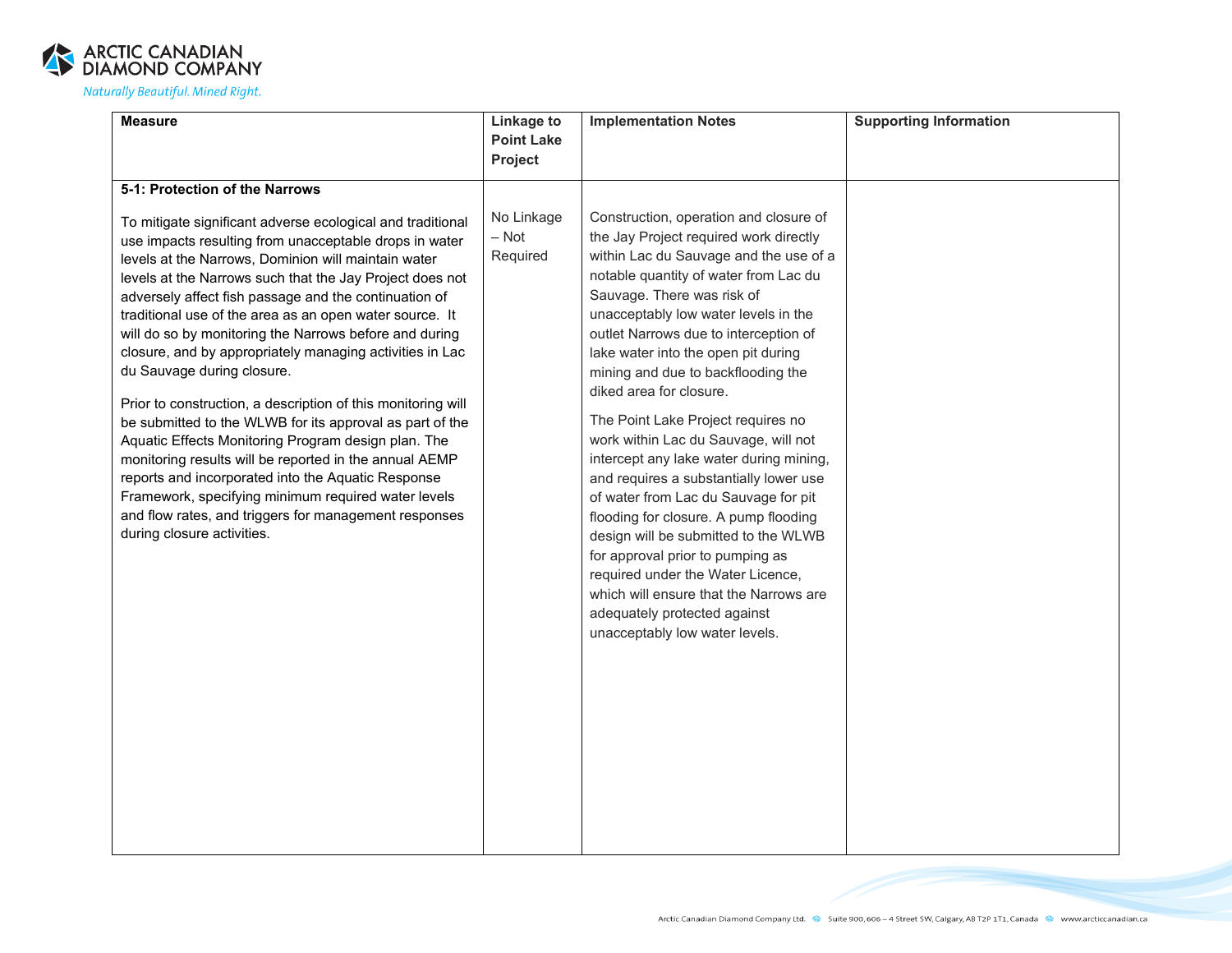| Measure | Linkage to Point Lake Project | Implementation Notes | Supporting Information |
|---|---|---|---|
| **5-1: Protection of the Narrows**<br><br>To mitigate significant adverse ecological and traditional use impacts resulting from unacceptable drops in water levels at the Narrows, Dominion will maintain water levels at the Narrows such that the Jay Project does not adversely affect fish passage and the continuation of traditional use of the area as an open water source. It will do so by monitoring the Narrows before and during closure, and by appropriately managing activities in Lac du Sauvage during closure.<br><br>Prior to construction, a description of this monitoring will be submitted to the WLWB for its approval as part of the Aquatic Effects Monitoring Program design plan. The monitoring results will be reported in the annual AEMP reports and incorporated into the Aquatic Response Framework, specifying minimum required water levels and flow rates, and triggers for management responses during closure activities. | No Linkage – Not Required | Construction, operation and closure of the Jay Project required work directly within Lac du Sauvage and the use of a notable quantity of water from Lac du Sauvage. There was risk of unacceptably low water levels in the outlet Narrows due to interception of lake water into the open pit during mining and due to backflooding the diked area for closure.<br><br>The Point Lake Project requires no work within Lac du Sauvage, will not intercept any lake water during mining, and requires a substantially lower use of water from Lac du Sauvage for pit flooding for closure. A pump flooding design will be submitted to the WLWB for approval prior to pumping as required under the Water Licence, which will ensure that the Narrows are adequately protected against unacceptably low water levels. | |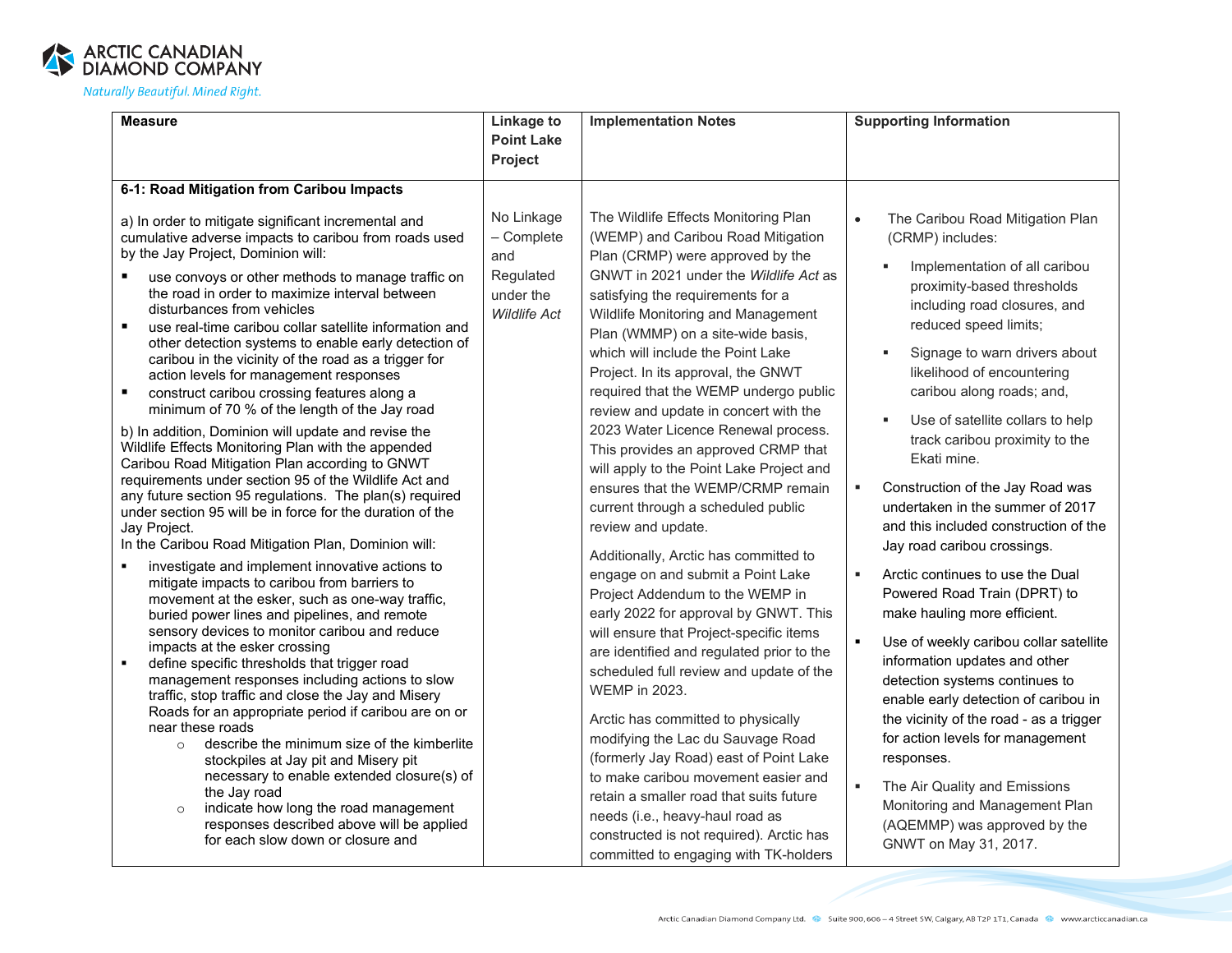| Measure | Linkage to Point Lake Project | Implementation Notes | Supporting Information |
|---|---|---|---|
| **6-1: Road Mitigation from Caribou Impacts** | | | |
| a) In order to mitigate significant incremental and cumulative adverse impacts to caribou from roads used by the Jay Project, Dominion will:<br>▪ use convoys or other methods to manage traffic on the road in order to maximize interval between disturbances from vehicles<br>▪ use real-time caribou collar satellite information and other detection systems to enable early detection of caribou in the vicinity of the road as a trigger for action levels for management responses<br>▪ construct caribou crossing features along a minimum of 70 % of the length of the Jay road<br>b) In addition, Dominion will update and revise the Wildlife Effects Monitoring Plan with the appended Caribou Road Mitigation Plan according to GNWT requirements under section 95 of the Wildlife Act and any future section 95 regulations. The plan(s) required under section 95 will be in force for the duration of the Jay Project.<br>In the Caribou Road Mitigation Plan, Dominion will:<br>▪ investigate and implement innovative actions to mitigate impacts to caribou from barriers to movement at the esker, such as one-way traffic, buried power lines and pipelines, and remote sensory devices to monitor caribou and reduce impacts at the esker crossing<br>▪ define specific thresholds that trigger road management responses including actions to slow traffic, stop traffic and close the Jay and Misery Roads for an appropriate period if caribou are on or near these roads<br>&nbsp;&nbsp;&nbsp;&nbsp;○ describe the minimum size of the kimberlite stockpiles at Jay pit and Misery pit necessary to enable extended closure(s) of the Jay road<br>&nbsp;&nbsp;&nbsp;&nbsp;○ indicate how long the road management responses described above will be applied for each slow down or closure and | No Linkage – Complete and Regulated under the *Wildlife Act* | The Wildlife Effects Monitoring Plan (WEMP) and Caribou Road Mitigation Plan (CRMP) were approved by the GNWT in 2021 under the *Wildlife Act* as satisfying the requirements for a Wildlife Monitoring and Management Plan (WMMP) on a site-wide basis, which will include the Point Lake Project. In its approval, the GNWT required that the WEMP undergo public review and update in concert with the 2023 Water Licence Renewal process. This provides an approved CRMP that will apply to the Point Lake Project and ensures that the WEMP/CRMP remain current through a scheduled public review and update.<br><br>Additionally, Arctic has committed to engage on and submit a Point Lake Project Addendum to the WEMP in early 2022 for approval by GNWT. This will ensure that Project-specific items are identified and regulated prior to the scheduled full review and update of the WEMP in 2023.<br><br>Arctic has committed to physically modifying the Lac du Sauvage Road (formerly Jay Road) east of Point Lake to make caribou movement easier and retain a smaller road that suits future needs (i.e., heavy-haul road as constructed is not required). Arctic has committed to engaging with TK-holders | • The Caribou Road Mitigation Plan (CRMP) includes:<br>&nbsp;&nbsp;&nbsp;&nbsp;▪ Implementation of all caribou proximity-based thresholds including road closures, and reduced speed limits;<br>&nbsp;&nbsp;&nbsp;&nbsp;▪ Signage to warn drivers about likelihood of encountering caribou along roads; and,<br>&nbsp;&nbsp;&nbsp;&nbsp;▪ Use of satellite collars to help track caribou proximity to the Ekati mine.<br>▪ Construction of the Jay Road was undertaken in the summer of 2017 and this included construction of the Jay road caribou crossings.<br>▪ Arctic continues to use the Dual Powered Road Train (DPRT) to make hauling more efficient.<br>▪ Use of weekly caribou collar satellite information updates and other detection systems continues to enable early detection of caribou in the vicinity of the road - as a trigger for action levels for management responses.<br>▪ The Air Quality and Emissions Monitoring and Management Plan (AQEMMP) was approved by the GNWT on May 31, 2017. |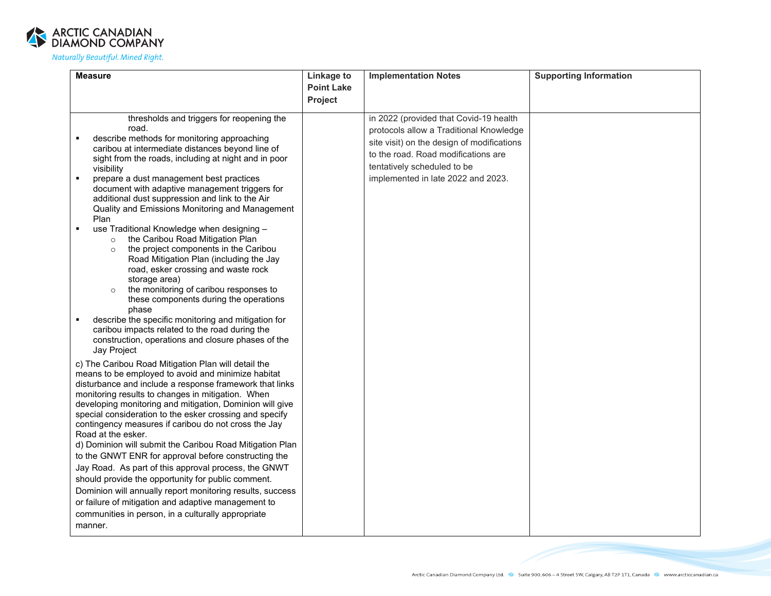| Measure | Linkage to Point Lake Project | Implementation Notes | Supporting Information |
|---|---|---|---|
| thresholds and triggers for reopening the road.<br>▪ describe methods for monitoring approaching caribou at intermediate distances beyond line of sight from the roads, including at night and in poor visibility<br>▪ prepare a dust management best practices document with adaptive management triggers for additional dust suppression and link to the Air Quality and Emissions Monitoring and Management Plan<br>▪ use Traditional Knowledge when designing –<br>○ the Caribou Road Mitigation Plan<br>○ the project components in the Caribou Road Mitigation Plan (including the Jay road, esker crossing and waste rock storage area)<br>○ the monitoring of caribou responses to these components during the operations phase<br>▪ describe the specific monitoring and mitigation for caribou impacts related to the road during the construction, operations and closure phases of the Jay Project<br><br>c) The Caribou Road Mitigation Plan will detail the means to be employed to avoid and minimize habitat disturbance and include a response framework that links monitoring results to changes in mitigation. When developing monitoring and mitigation, Dominion will give special consideration to the esker crossing and specify contingency measures if caribou do not cross the Jay Road at the esker.<br>d) Dominion will submit the Caribou Road Mitigation Plan to the GNWT ENR for approval before constructing the Jay Road. As part of this approval process, the GNWT should provide the opportunity for public comment. Dominion will annually report monitoring results, success or failure of mitigation and adaptive management to communities in person, in a culturally appropriate manner. | | in 2022 (provided that Covid-19 health protocols allow a Traditional Knowledge site visit) on the design of modifications to the road. Road modifications are tentatively scheduled to be implemented in late 2022 and 2023. | |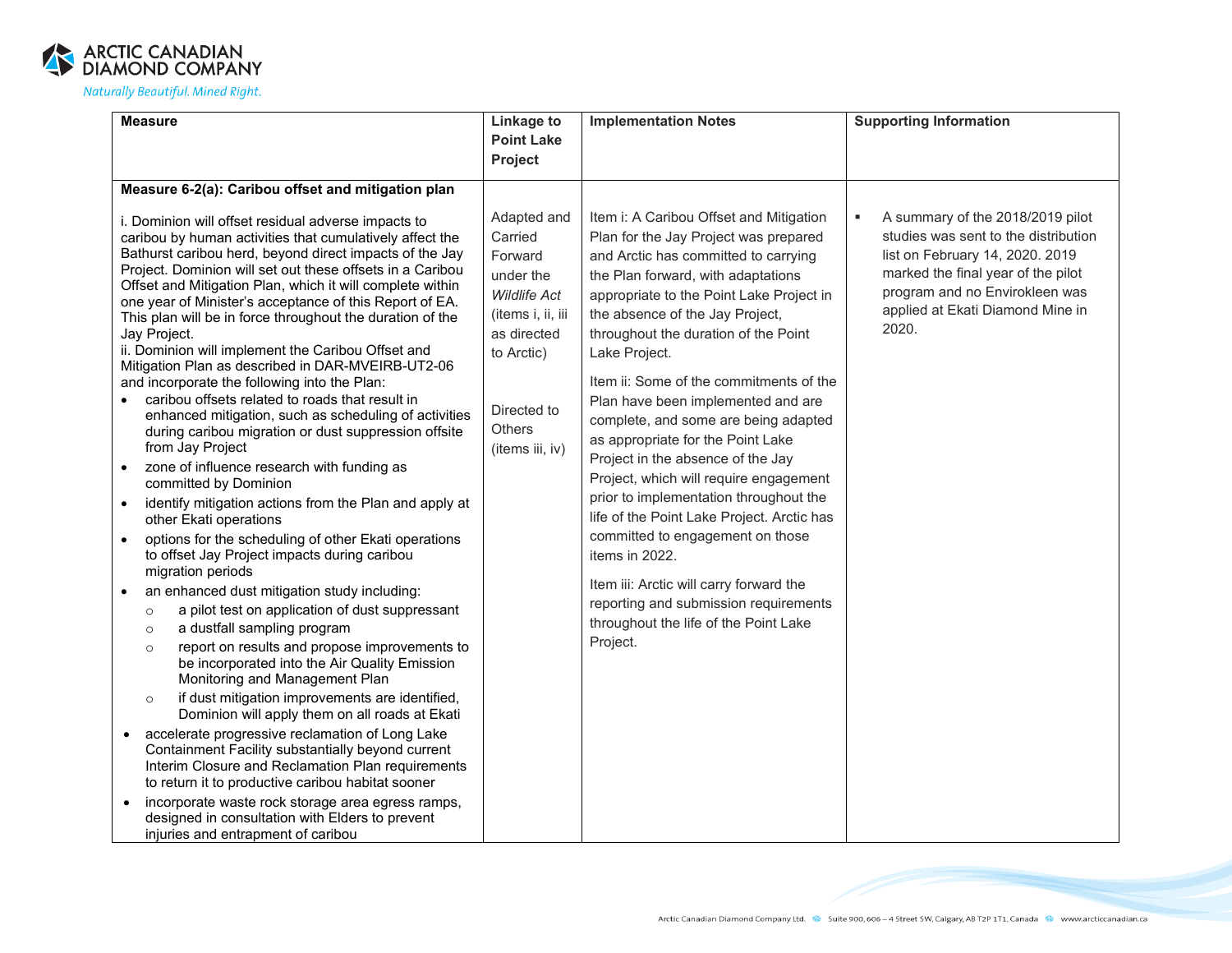| Measure | Linkage to Point Lake Project | Implementation Notes | Supporting Information |
|---|---|---|---|
| **Measure 6-2(a): Caribou offset and mitigation plan**<br><br>i. Dominion will offset residual adverse impacts to caribou by human activities that cumulatively affect the Bathurst caribou herd, beyond direct impacts of the Jay Project. Dominion will set out these offsets in a Caribou Offset and Mitigation Plan, which it will complete within one year of Minister's acceptance of this Report of EA. This plan will be in force throughout the duration of the Jay Project.<br>ii. Dominion will implement the Caribou Offset and Mitigation Plan as described in DAR-MVEIRB-UT2-06 and incorporate the following into the Plan:<br>• caribou offsets related to roads that result in enhanced mitigation, such as scheduling of activities during caribou migration or dust suppression offsite from Jay Project<br>• zone of influence research with funding as committed by Dominion<br>• identify mitigation actions from the Plan and apply at other Ekati operations<br>• options for the scheduling of other Ekati operations to offset Jay Project impacts during caribou migration periods<br>• an enhanced dust mitigation study including:<br>  ○ a pilot test on application of dust suppressant<br>  ○ a dustfall sampling program<br>  ○ report on results and propose improvements to be incorporated into the Air Quality Emission Monitoring and Management Plan<br>  ○ if dust mitigation improvements are identified, Dominion will apply them on all roads at Ekati<br>• accelerate progressive reclamation of Long Lake Containment Facility substantially beyond current Interim Closure and Reclamation Plan requirements to return it to productive caribou habitat sooner<br>• incorporate waste rock storage area egress ramps, designed in consultation with Elders to prevent injuries and entrapment of caribou | Adapted and Carried Forward under the *Wildlife Act* (items i, ii, iii as directed to Arctic)<br><br>Directed to Others (items iii, iv) | Item i: A Caribou Offset and Mitigation Plan for the Jay Project was prepared and Arctic has committed to carrying the Plan forward, with adaptations appropriate to the Point Lake Project in the absence of the Jay Project, throughout the duration of the Point Lake Project.<br><br>Item ii: Some of the commitments of the Plan have been implemented and are complete, and some are being adapted as appropriate for the Point Lake Project in the absence of the Jay Project, which will require engagement prior to implementation throughout the life of the Point Lake Project. Arctic has committed to engagement on those items in 2022.<br><br>Item iii: Arctic will carry forward the reporting and submission requirements throughout the life of the Point Lake Project. | ▪ A summary of the 2018/2019 pilot studies was sent to the distribution list on February 14, 2020. 2019 marked the final year of the pilot program and no Envirokleen was applied at Ekati Diamond Mine in 2020. |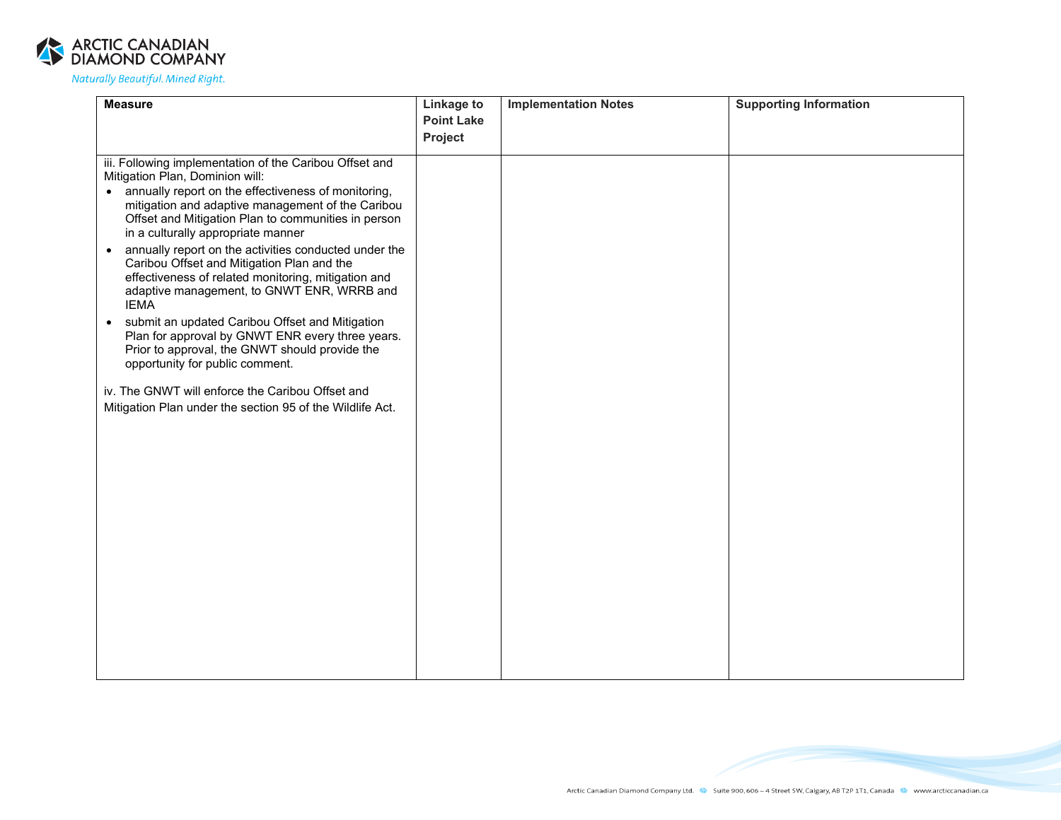| Measure | Linkage to Point Lake Project | Implementation Notes | Supporting Information |
| --- | --- | --- | --- |
| iii. Following implementation of the Caribou Offset and Mitigation Plan, Dominion will:<br>• annually report on the effectiveness of monitoring, mitigation and adaptive management of the Caribou Offset and Mitigation Plan to communities in person in a culturally appropriate manner<br>• annually report on the activities conducted under the Caribou Offset and Mitigation Plan and the effectiveness of related monitoring, mitigation and adaptive management, to GNWT ENR, WRRB and IEMA<br>• submit an updated Caribou Offset and Mitigation Plan for approval by GNWT ENR every three years. Prior to approval, the GNWT should provide the opportunity for public comment.<br><br>iv. The GNWT will enforce the Caribou Offset and Mitigation Plan under the section 95 of the Wildlife Act. | | | |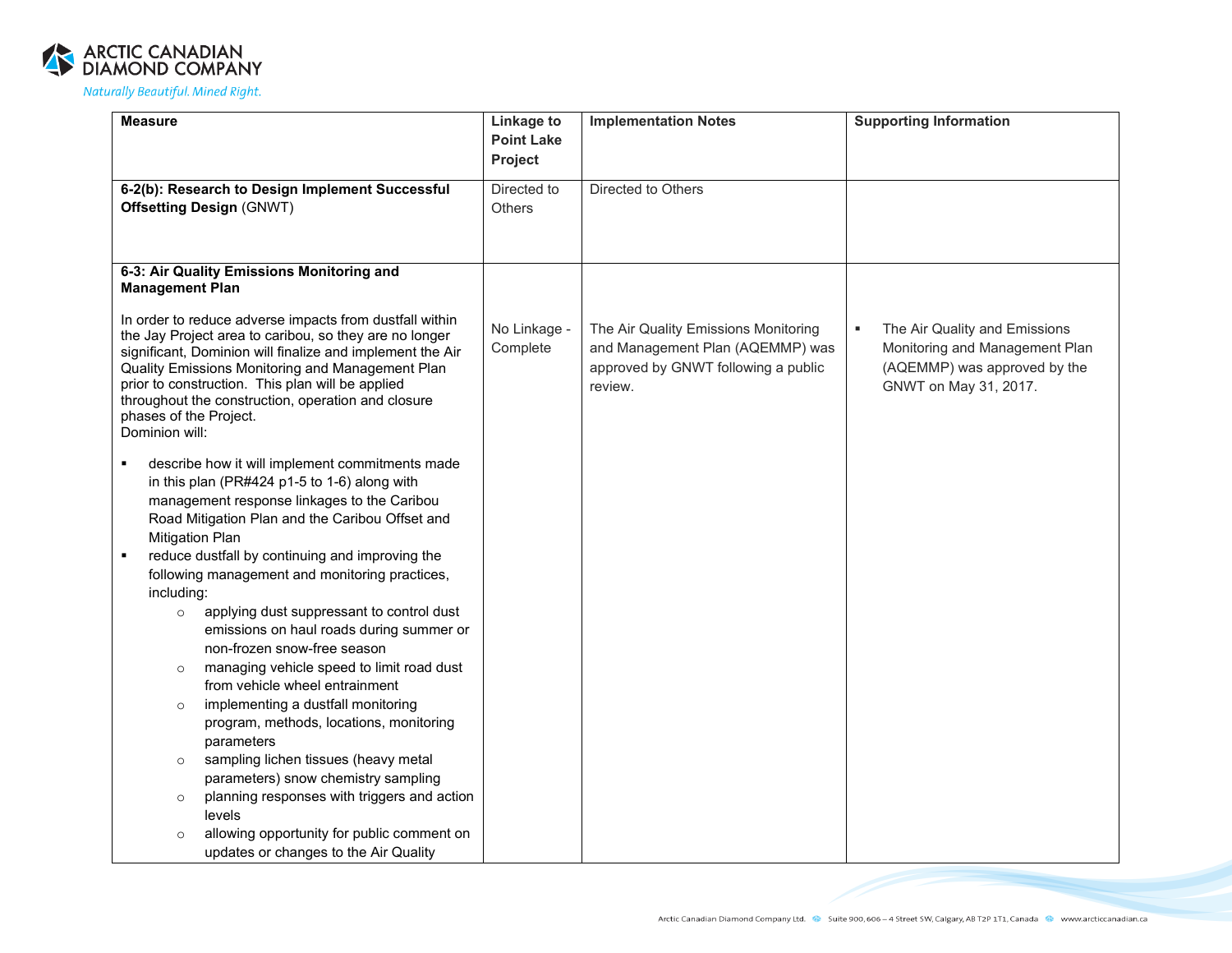| Measure | Linkage to Point Lake Project | Implementation Notes | Supporting Information |
|---|---|---|---|
| **6-2(b): Research to Design Implement Successful Offsetting Design** (GNWT) | Directed to Others | Directed to Others | |
| **6-3: Air Quality Emissions Monitoring and Management Plan**<br><br>In order to reduce adverse impacts from dustfall within the Jay Project area to caribou, so they are no longer significant, Dominion will finalize and implement the Air Quality Emissions Monitoring and Management Plan prior to construction. This plan will be applied throughout the construction, operation and closure phases of the Project.<br>Dominion will:<br>▪ describe how it will implement commitments made in this plan (PR#424 p1-5 to 1-6) along with management response linkages to the Caribou Road Mitigation Plan and the Caribou Offset and Mitigation Plan<br>▪ reduce dustfall by continuing and improving the following management and monitoring practices, including:<br>○ applying dust suppressant to control dust emissions on haul roads during summer or non-frozen snow-free season<br>○ managing vehicle speed to limit road dust from vehicle wheel entrainment<br>○ implementing a dustfall monitoring program, methods, locations, monitoring parameters<br>○ sampling lichen tissues (heavy metal parameters) snow chemistry sampling<br>○ planning responses with triggers and action levels<br>○ allowing opportunity for public comment on updates or changes to the Air Quality | No Linkage - Complete | The Air Quality Emissions Monitoring and Management Plan (AQEMMP) was approved by GNWT following a public review. | ▪ The Air Quality and Emissions Monitoring and Management Plan (AQEMMP) was approved by the GNWT on May 31, 2017. |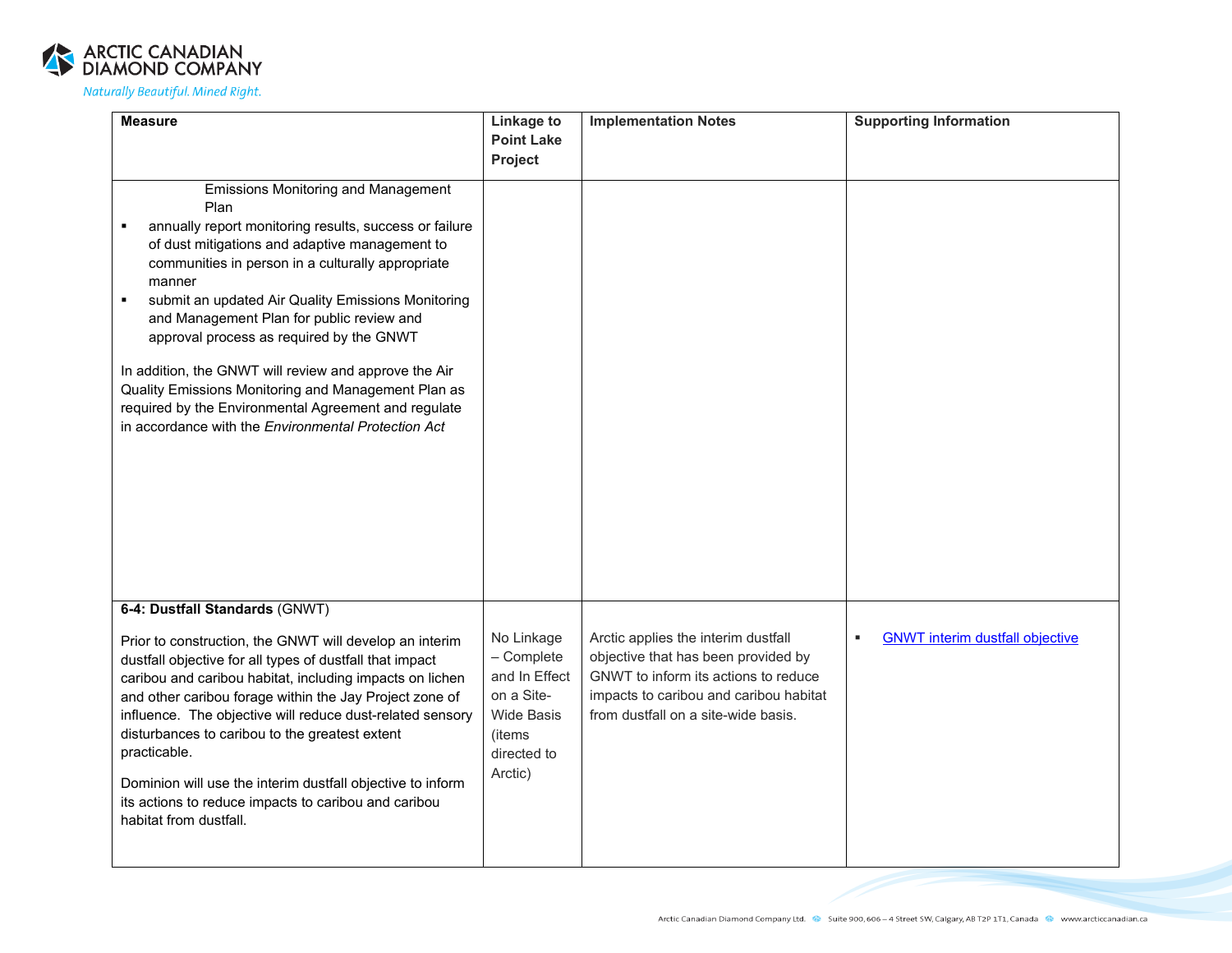| Measure | Linkage to Point Lake Project | Implementation Notes | Supporting Information |
|---|---|---|---|
| Emissions Monitoring and Management Plan<br>▪ annually report monitoring results, success or failure of dust mitigations and adaptive management to communities in person in a culturally appropriate manner<br>▪ submit an updated Air Quality Emissions Monitoring and Management Plan for public review and approval process as required by the GNWT<br><br>In addition, the GNWT will review and approve the Air Quality Emissions Monitoring and Management Plan as required by the Environmental Agreement and regulate in accordance with the *Environmental Protection Act* | | | |
| **6-4: Dustfall Standards** (GNWT)<br><br>Prior to construction, the GNWT will develop an interim dustfall objective for all types of dustfall that impact caribou and caribou habitat, including impacts on lichen and other caribou forage within the Jay Project zone of influence. The objective will reduce dust-related sensory disturbances to caribou to the greatest extent practicable.<br><br>Dominion will use the interim dustfall objective to inform its actions to reduce impacts to caribou and caribou habitat from dustfall. | No Linkage – Complete and In Effect on a Site-Wide Basis (items directed to Arctic) | Arctic applies the interim dustfall objective that has been provided by GNWT to inform its actions to reduce impacts to caribou and caribou habitat from dustfall on a site-wide basis. | ▪ GNWT interim dustfall objective |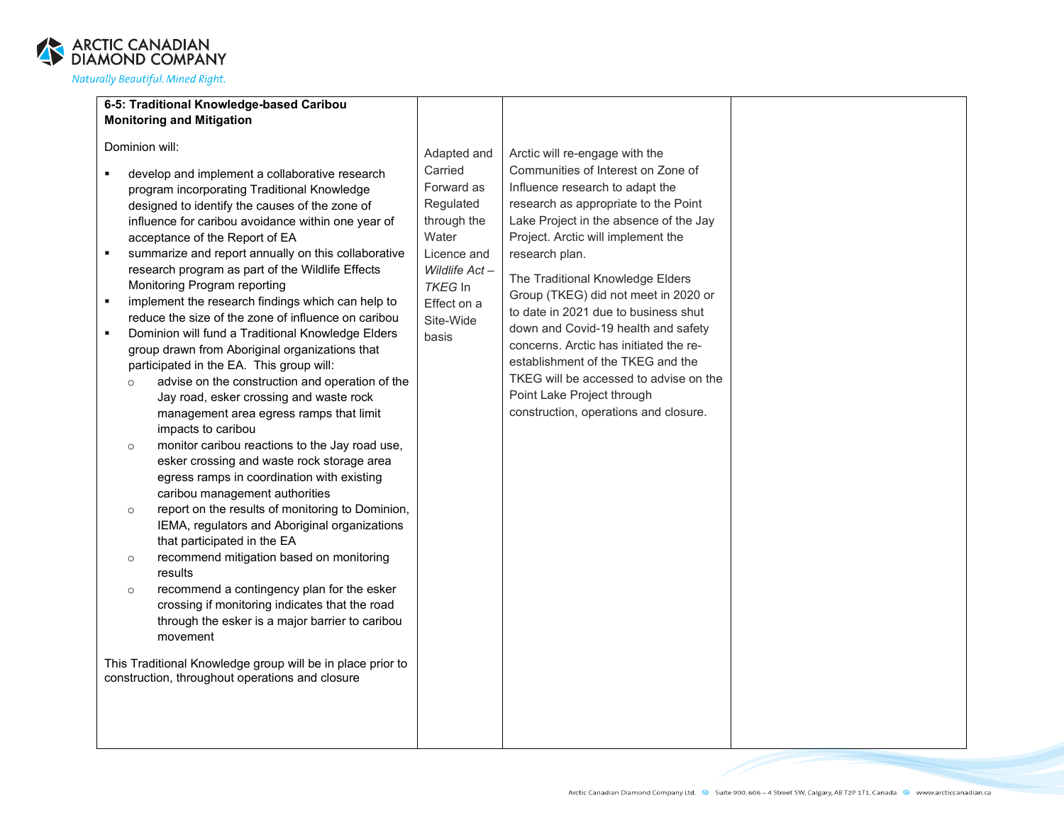| **6-5: Traditional Knowledge-based Caribou Monitoring and Mitigation**<br><br>Dominion will:<br><br>▪ develop and implement a collaborative research program incorporating Traditional Knowledge designed to identify the causes of the zone of influence for caribou avoidance within one year of acceptance of the Report of EA<br>▪ summarize and report annually on this collaborative research program as part of the Wildlife Effects Monitoring Program reporting<br>▪ implement the research findings which can help to reduce the size of the zone of influence on caribou<br>▪ Dominion will fund a Traditional Knowledge Elders group drawn from Aboriginal organizations that participated in the EA. This group will:<br>  ○ advise on the construction and operation of the Jay road, esker crossing and waste rock management area egress ramps that limit impacts to caribou<br>  ○ monitor caribou reactions to the Jay road use, esker crossing and waste rock storage area egress ramps in coordination with existing caribou management authorities<br>  ○ report on the results of monitoring to Dominion, IEMA, regulators and Aboriginal organizations that participated in the EA<br>  ○ recommend mitigation based on monitoring results<br>  ○ recommend a contingency plan for the esker crossing if monitoring indicates that the road through the esker is a major barrier to caribou movement<br><br>This Traditional Knowledge group will be in place prior to construction, throughout operations and closure | Adapted and Carried Forward as Regulated through the Water Licence and *Wildlife Act – TKEG* In Effect on a Site-Wide basis | Arctic will re-engage with the Communities of Interest on Zone of Influence research to adapt the research as appropriate to the Point Lake Project in the absence of the Jay Project. Arctic will implement the research plan.<br><br>The Traditional Knowledge Elders Group (TKEG) did not meet in 2020 or to date in 2021 due to business shut down and Covid-19 health and safety concerns. Arctic has initiated the re-establishment of the TKEG and the TKEG will be accessed to advise on the Point Lake Project through construction, operations and closure. | |
|---|---|---|---|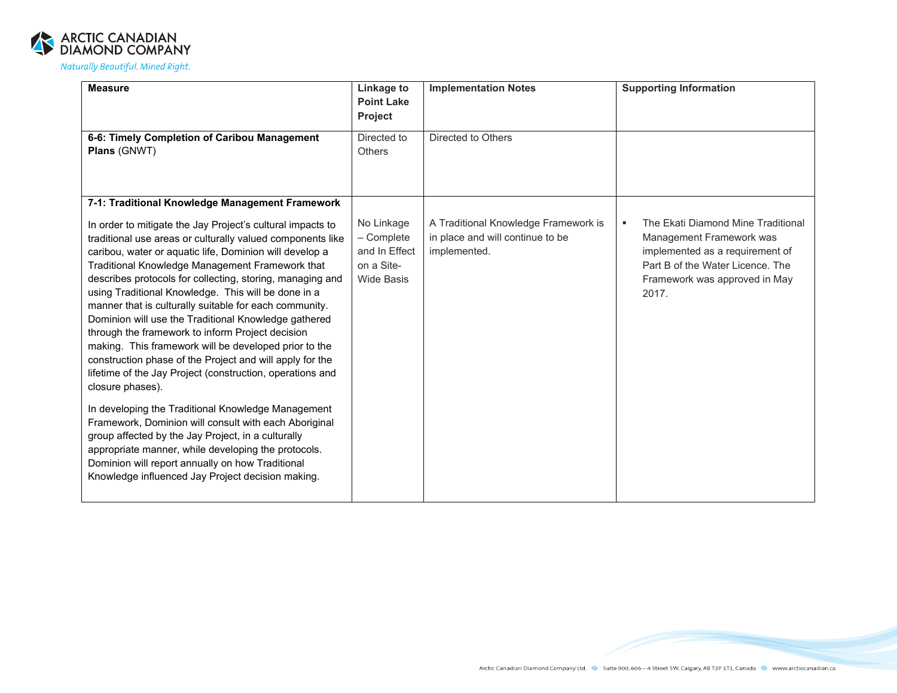| Measure | Linkage to Point Lake Project | Implementation Notes | Supporting Information |
|---|---|---|---|
| **6-6: Timely Completion of Caribou Management Plans** (GNWT) | Directed to Others | Directed to Others | |
| **7-1: Traditional Knowledge Management Framework**<br><br>In order to mitigate the Jay Project's cultural impacts to traditional use areas or culturally valued components like caribou, water or aquatic life, Dominion will develop a Traditional Knowledge Management Framework that describes protocols for collecting, storing, managing and using Traditional Knowledge. This will be done in a manner that is culturally suitable for each community. Dominion will use the Traditional Knowledge gathered through the framework to inform Project decision making. This framework will be developed prior to the construction phase of the Project and will apply for the lifetime of the Jay Project (construction, operations and closure phases).<br><br>In developing the Traditional Knowledge Management Framework, Dominion will consult with each Aboriginal group affected by the Jay Project, in a culturally appropriate manner, while developing the protocols. Dominion will report annually on how Traditional Knowledge influenced Jay Project decision making. | No Linkage – Complete and In Effect on a Site-Wide Basis | A Traditional Knowledge Framework is in place and will continue to be implemented. | ▪ The Ekati Diamond Mine Traditional Management Framework was implemented as a requirement of Part B of the Water Licence. The Framework was approved in May 2017. |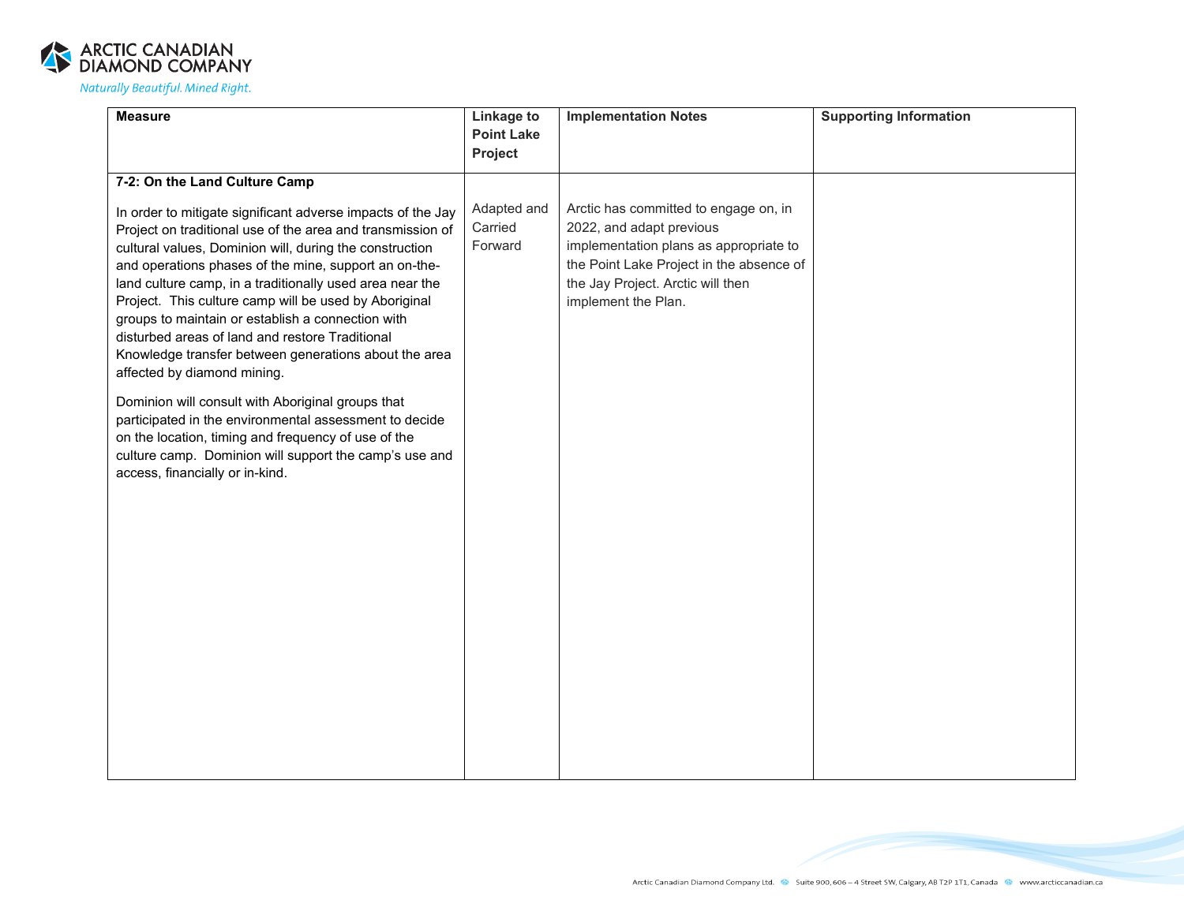| Measure | Linkage to Point Lake Project | Implementation Notes | Supporting Information |
|---|---|---|---|
| **7-2: On the Land Culture Camp**<br><br>In order to mitigate significant adverse impacts of the Jay Project on traditional use of the area and transmission of cultural values, Dominion will, during the construction and operations phases of the mine, support an on-the-land culture camp, in a traditionally used area near the Project. This culture camp will be used by Aboriginal groups to maintain or establish a connection with disturbed areas of land and restore Traditional Knowledge transfer between generations about the area affected by diamond mining.<br><br>Dominion will consult with Aboriginal groups that participated in the environmental assessment to decide on the location, timing and frequency of use of the culture camp. Dominion will support the camp's use and access, financially or in-kind. | Adapted and Carried Forward | Arctic has committed to engage on, in 2022, and adapt previous implementation plans as appropriate to the Point Lake Project in the absence of the Jay Project. Arctic will then implement the Plan. | |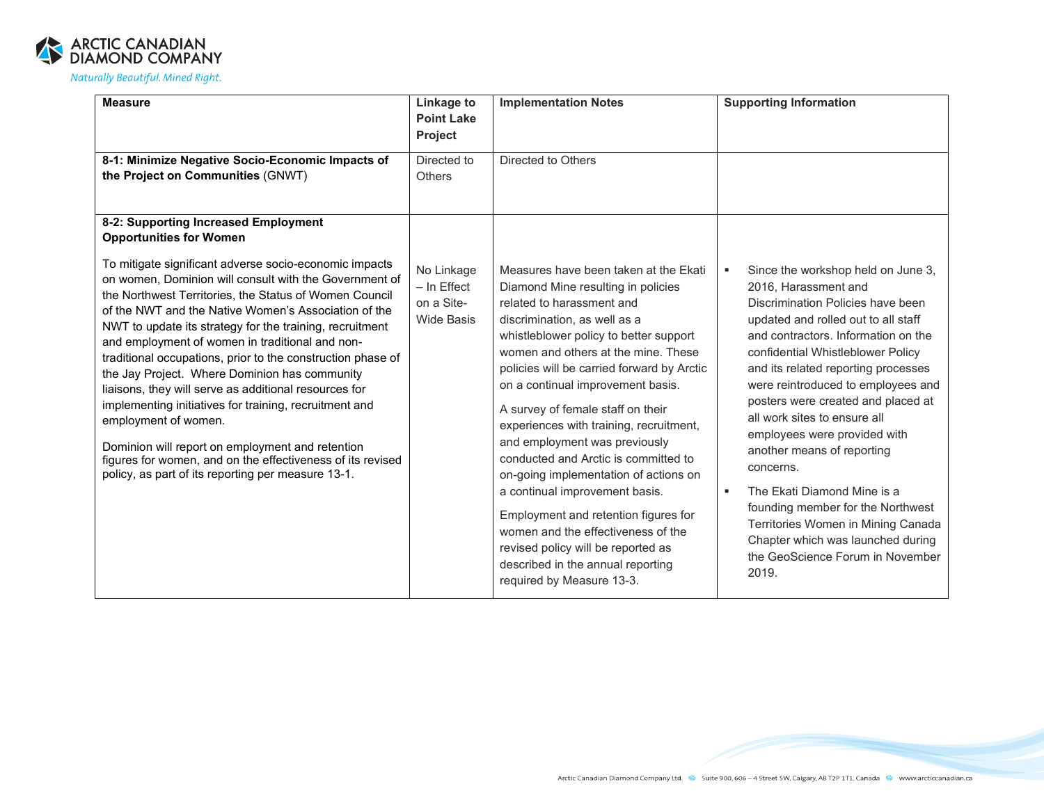| Measure | Linkage to Point Lake Project | Implementation Notes | Supporting Information |
|---|---|---|---|
| **8-1: Minimize Negative Socio-Economic Impacts of the Project on Communities** (GNWT) | Directed to Others | Directed to Others | |
| **8-2: Supporting Increased Employment Opportunities for Women**<br><br>To mitigate significant adverse socio-economic impacts on women, Dominion will consult with the Government of the Northwest Territories, the Status of Women Council of the NWT and the Native Women's Association of the NWT to update its strategy for the training, recruitment and employment of women in traditional and non-traditional occupations, prior to the construction phase of the Jay Project. Where Dominion has community liaisons, they will serve as additional resources for implementing initiatives for training, recruitment and employment of women.<br><br>Dominion will report on employment and retention figures for women, and on the effectiveness of its revised policy, as part of its reporting per measure 13-1. | No Linkage – In Effect on a Site-Wide Basis | Measures have been taken at the Ekati Diamond Mine resulting in policies related to harassment and discrimination, as well as a whistleblower policy to better support women and others at the mine. These policies will be carried forward by Arctic on a continual improvement basis.<br><br>A survey of female staff on their experiences with training, recruitment, and employment was previously conducted and Arctic is committed to on-going implementation of actions on a continual improvement basis.<br><br>Employment and retention figures for women and the effectiveness of the revised policy will be reported as described in the annual reporting required by Measure 13-3. | ▪ Since the workshop held on June 3, 2016, Harassment and Discrimination Policies have been updated and rolled out to all staff and contractors. Information on the confidential Whistleblower Policy and its related reporting processes were reintroduced to employees and posters were created and placed at all work sites to ensure all employees were provided with another means of reporting concerns.<br>▪ The Ekati Diamond Mine is a founding member for the Northwest Territories Women in Mining Canada Chapter which was launched during the GeoScience Forum in November 2019. |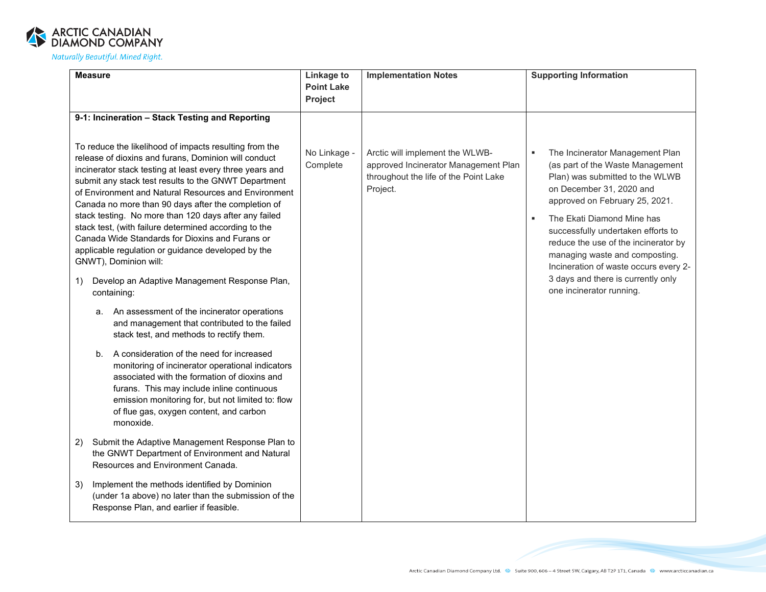| Measure | Linkage to Point Lake Project | Implementation Notes | Supporting Information |
|---|---|---|---|
| **9-1: Incineration – Stack Testing and Reporting**<br><br>To reduce the likelihood of impacts resulting from the release of dioxins and furans, Dominion will conduct incinerator stack testing at least every three years and submit any stack test results to the GNWT Department of Environment and Natural Resources and Environment Canada no more than 90 days after the completion of stack testing. No more than 120 days after any failed stack test, (with failure determined according to the Canada Wide Standards for Dioxins and Furans or applicable regulation or guidance developed by the GNWT), Dominion will:<br><br>1) Develop an Adaptive Management Response Plan, containing:<br><br>a. An assessment of the incinerator operations and management that contributed to the failed stack test, and methods to rectify them.<br><br>b. A consideration of the need for increased monitoring of incinerator operational indicators associated with the formation of dioxins and furans. This may include inline continuous emission monitoring for, but not limited to: flow of flue gas, oxygen content, and carbon monoxide.<br><br>2) Submit the Adaptive Management Response Plan to the GNWT Department of Environment and Natural Resources and Environment Canada.<br><br>3) Implement the methods identified by Dominion (under 1a above) no later than the submission of the Response Plan, and earlier if feasible. | No Linkage - Complete | Arctic will implement the WLWB-approved Incinerator Management Plan throughout the life of the Point Lake Project. | ▪ The Incinerator Management Plan (as part of the Waste Management Plan) was submitted to the WLWB on December 31, 2020 and approved on February 25, 2021.<br><br>▪ The Ekati Diamond Mine has successfully undertaken efforts to reduce the use of the incinerator by managing waste and composting. Incineration of waste occurs every 2-3 days and there is currently only one incinerator running. |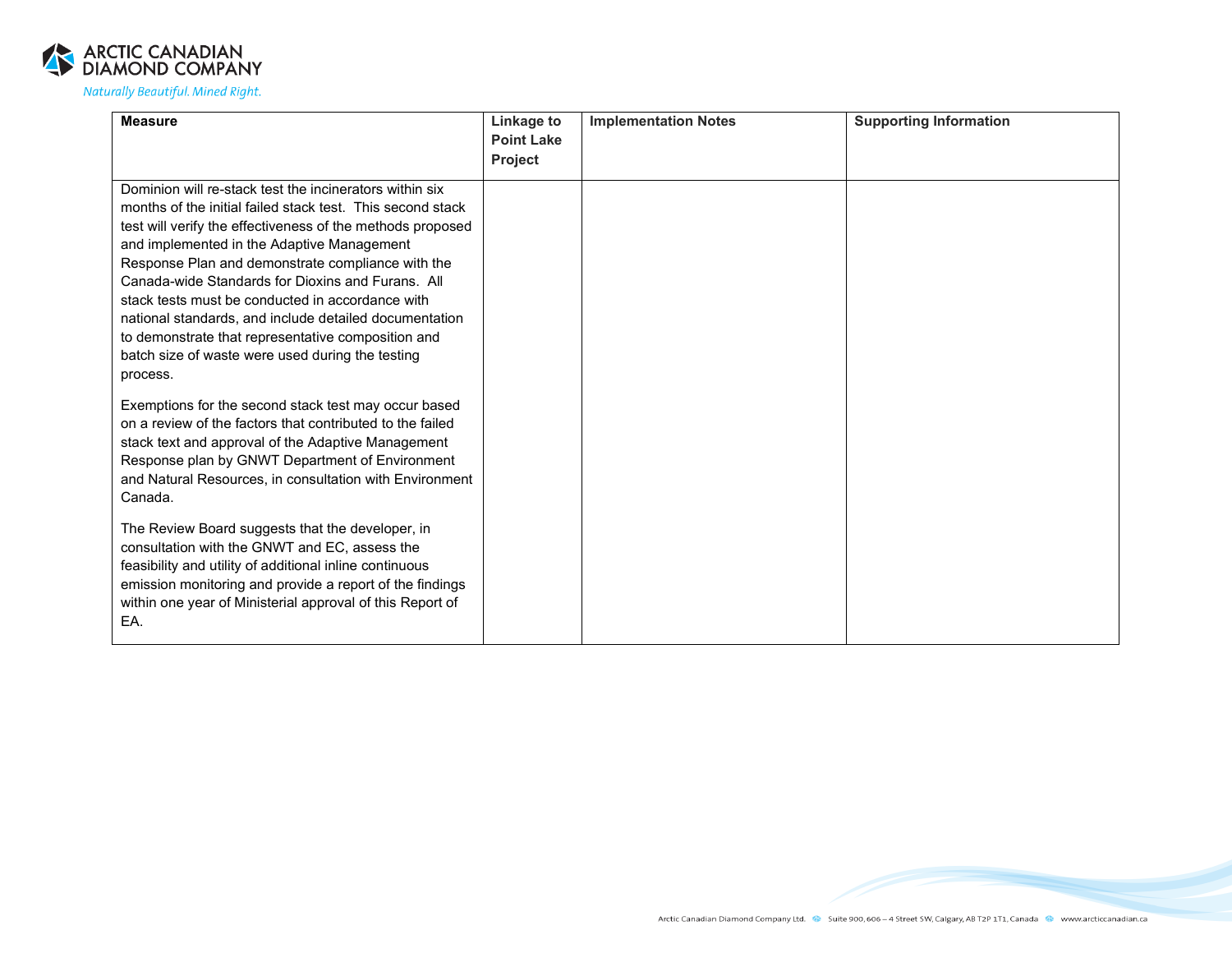| Measure | Linkage to Point Lake Project | Implementation Notes | Supporting Information |
|---|---|---|---|
| Dominion will re-stack test the incinerators within six months of the initial failed stack test. This second stack test will verify the effectiveness of the methods proposed and implemented in the Adaptive Management Response Plan and demonstrate compliance with the Canada-wide Standards for Dioxins and Furans. All stack tests must be conducted in accordance with national standards, and include detailed documentation to demonstrate that representative composition and batch size of waste were used during the testing process.<br><br>Exemptions for the second stack test may occur based on a review of the factors that contributed to the failed stack text and approval of the Adaptive Management Response plan by GNWT Department of Environment and Natural Resources, in consultation with Environment Canada.<br><br>The Review Board suggests that the developer, in consultation with the GNWT and EC, assess the feasibility and utility of additional inline continuous emission monitoring and provide a report of the findings within one year of Ministerial approval of this Report of EA. | | | |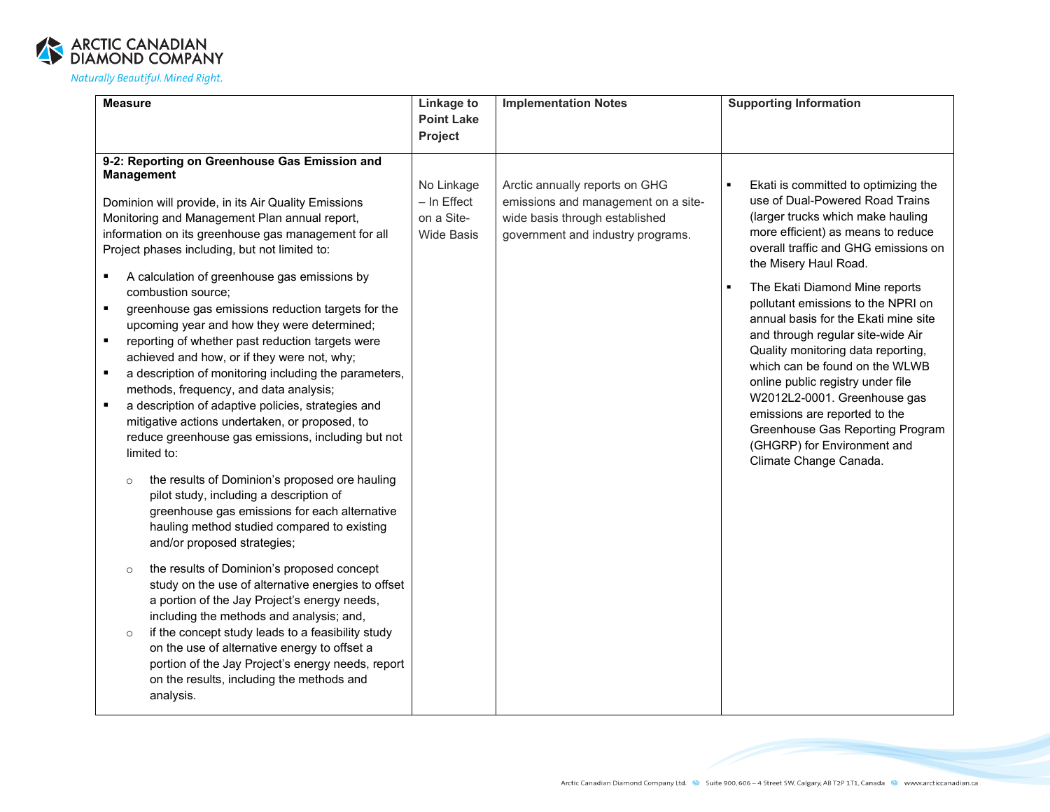| Measure | Linkage to Point Lake Project | Implementation Notes | Supporting Information |
|---|---|---|---|
| **9-2: Reporting on Greenhouse Gas Emission and Management**<br><br>Dominion will provide, in its Air Quality Emissions Monitoring and Management Plan annual report, information on its greenhouse gas management for all Project phases including, but not limited to:<br>▪ A calculation of greenhouse gas emissions by combustion source;<br>▪ greenhouse gas emissions reduction targets for the upcoming year and how they were determined;<br>▪ reporting of whether past reduction targets were achieved and how, or if they were not, why;<br>▪ a description of monitoring including the parameters, methods, frequency, and data analysis;<br>▪ a description of adaptive policies, strategies and mitigative actions undertaken, or proposed, to reduce greenhouse gas emissions, including but not limited to:<br>&nbsp;&nbsp;○ the results of Dominion's proposed ore hauling pilot study, including a description of greenhouse gas emissions for each alternative hauling method studied compared to existing and/or proposed strategies;<br>&nbsp;&nbsp;○ the results of Dominion's proposed concept study on the use of alternative energies to offset a portion of the Jay Project's energy needs, including the methods and analysis; and,<br>&nbsp;&nbsp;○ if the concept study leads to a feasibility study on the use of alternative energy to offset a portion of the Jay Project's energy needs, report on the results, including the methods and analysis. | No Linkage – In Effect on a Site-Wide Basis | Arctic annually reports on GHG emissions and management on a site-wide basis through established government and industry programs. | ▪ Ekati is committed to optimizing the use of Dual-Powered Road Trains (larger trucks which make hauling more efficient) as means to reduce overall traffic and GHG emissions on the Misery Haul Road.<br>▪ The Ekati Diamond Mine reports pollutant emissions to the NPRI on annual basis for the Ekati mine site and through regular site-wide Air Quality monitoring data reporting, which can be found on the WLWB online public registry under file W2012L2-0001. Greenhouse gas emissions are reported to the Greenhouse Gas Reporting Program (GHGRP) for Environment and Climate Change Canada. |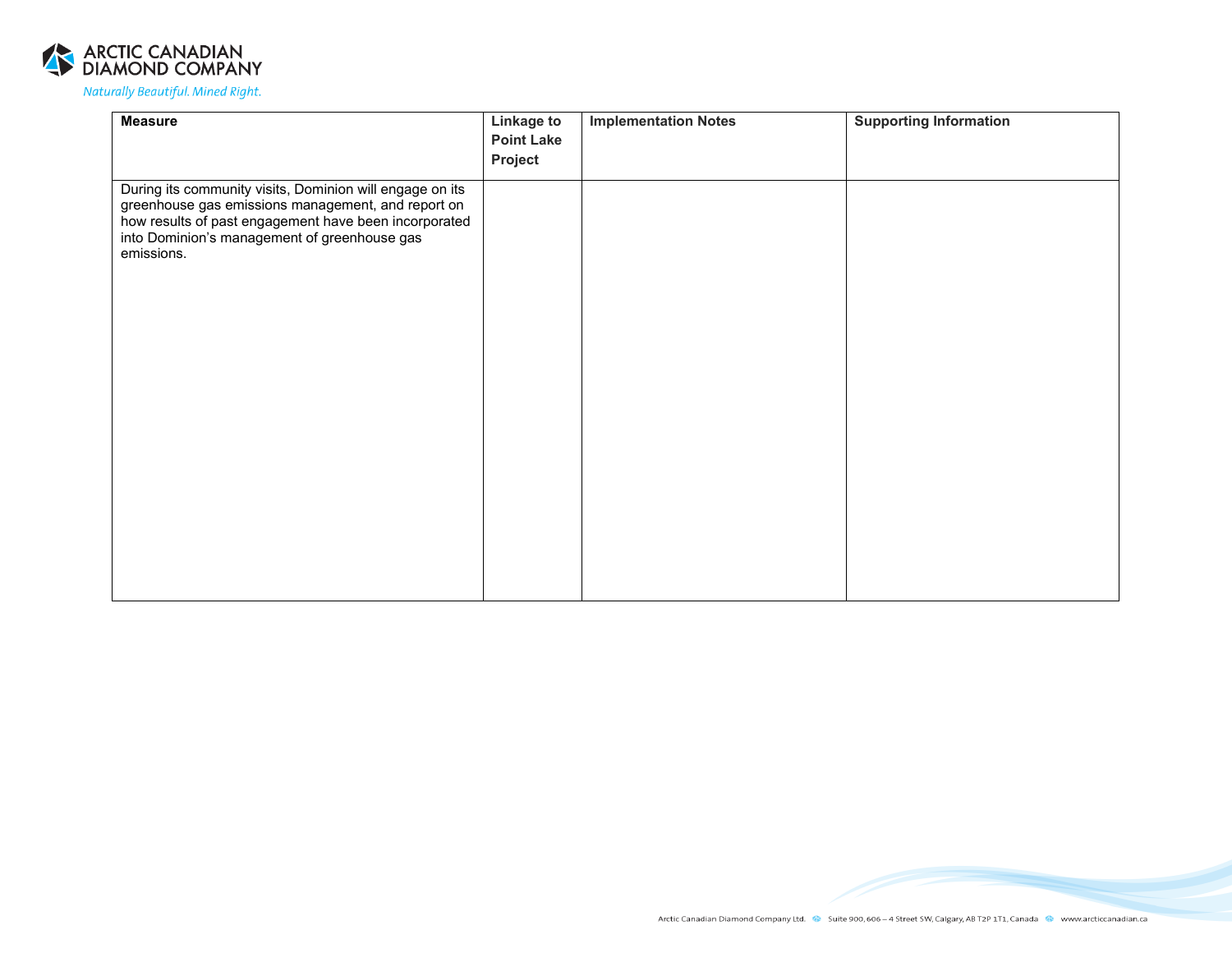| Measure | Linkage to Point Lake Project | Implementation Notes | Supporting Information |
|---|---|---|---|
| During its community visits, Dominion will engage on its greenhouse gas emissions management, and report on how results of past engagement have been incorporated into Dominion's management of greenhouse gas emissions. | | | |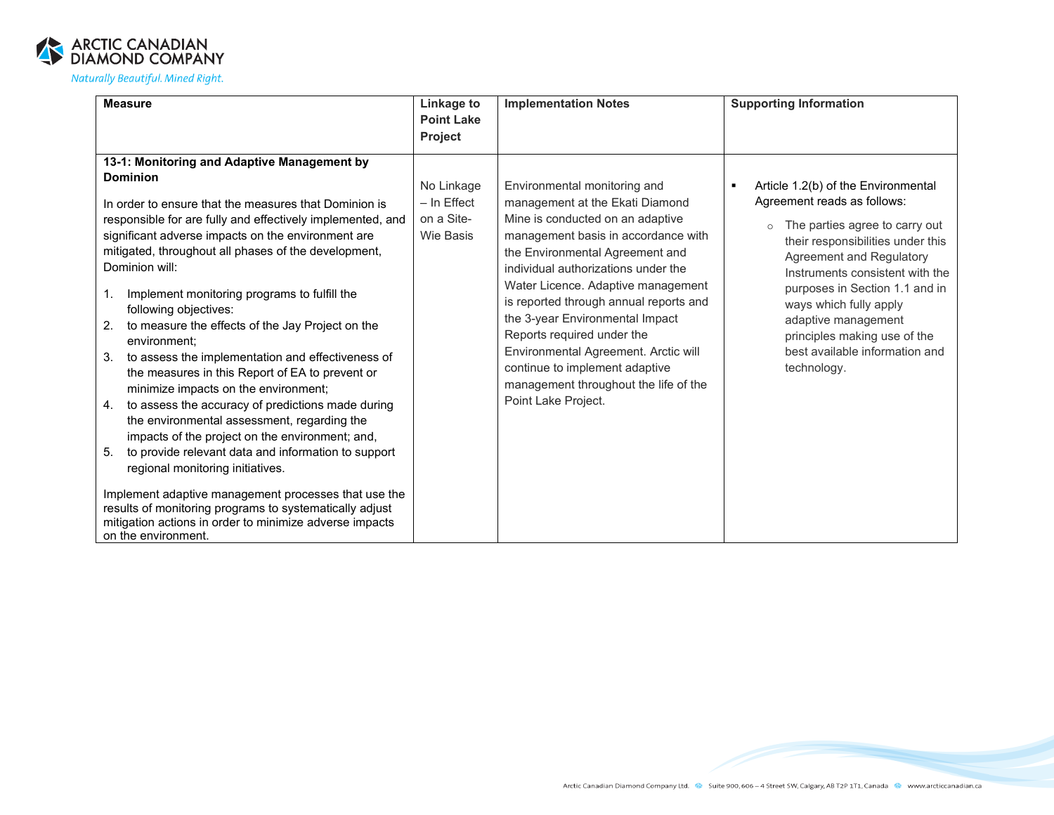| Measure | Linkage to Point Lake Project | Implementation Notes | Supporting Information |
|---|---|---|---|
| **13-1: Monitoring and Adaptive Management by Dominion**<br><br>In order to ensure that the measures that Dominion is responsible for are fully and effectively implemented, and significant adverse impacts on the environment are mitigated, throughout all phases of the development, Dominion will:<br><br>1. Implement monitoring programs to fulfill the following objectives:<br>2. to measure the effects of the Jay Project on the environment;<br>3. to assess the implementation and effectiveness of the measures in this Report of EA to prevent or minimize impacts on the environment;<br>4. to assess the accuracy of predictions made during the environmental assessment, regarding the impacts of the project on the environment; and,<br>5. to provide relevant data and information to support regional monitoring initiatives.<br><br>Implement adaptive management processes that use the results of monitoring programs to systematically adjust mitigation actions in order to minimize adverse impacts on the environment. | No Linkage – In Effect on a Site-Wie Basis | Environmental monitoring and management at the Ekati Diamond Mine is conducted on an adaptive management basis in accordance with the Environmental Agreement and individual authorizations under the Water Licence. Adaptive management is reported through annual reports and the 3-year Environmental Impact Reports required under the Environmental Agreement. Arctic will continue to implement adaptive management throughout the life of the Point Lake Project. | ▪ Article 1.2(b) of the Environmental Agreement reads as follows:<br>  ○ The parties agree to carry out their responsibilities under this Agreement and Regulatory Instruments consistent with the purposes in Section 1.1 and in ways which fully apply adaptive management principles making use of the best available information and technology. |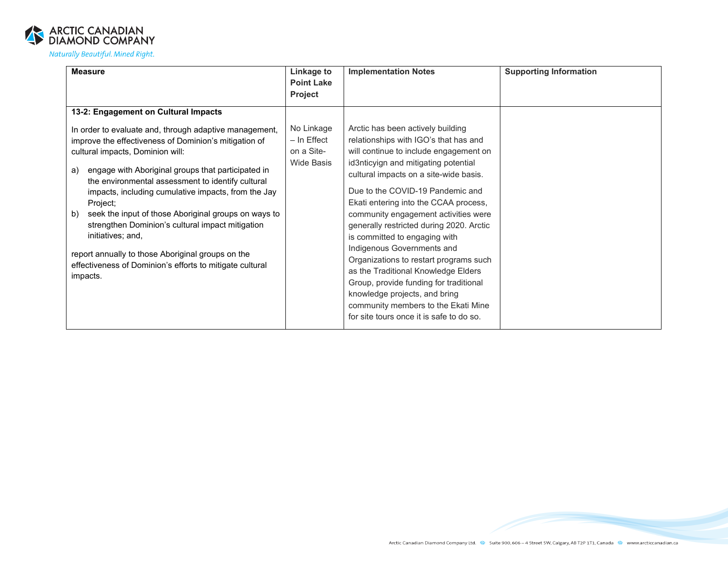| Measure | Linkage to Point Lake Project | Implementation Notes | Supporting Information |
|---|---|---|---|
| **13-2: Engagement on Cultural Impacts**<br><br>In order to evaluate and, through adaptive management, improve the effectiveness of Dominion's mitigation of cultural impacts, Dominion will:<br><br>a) engage with Aboriginal groups that participated in the environmental assessment to identify cultural impacts, including cumulative impacts, from the Jay Project;<br>b) seek the input of those Aboriginal groups on ways to strengthen Dominion's cultural impact mitigation initiatives; and,<br><br>report annually to those Aboriginal groups on the effectiveness of Dominion's efforts to mitigate cultural impacts. | No Linkage – In Effect on a Site-Wide Basis | Arctic has been actively building relationships with IGO's that has and will continue to include engagement on id3nticyign and mitigating potential cultural impacts on a site-wide basis.<br><br>Due to the COVID-19 Pandemic and Ekati entering into the CCAA process, community engagement activities were generally restricted during 2020. Arctic is committed to engaging with Indigenous Governments and Organizations to restart programs such as the Traditional Knowledge Elders Group, provide funding for traditional knowledge projects, and bring community members to the Ekati Mine for site tours once it is safe to do so. | |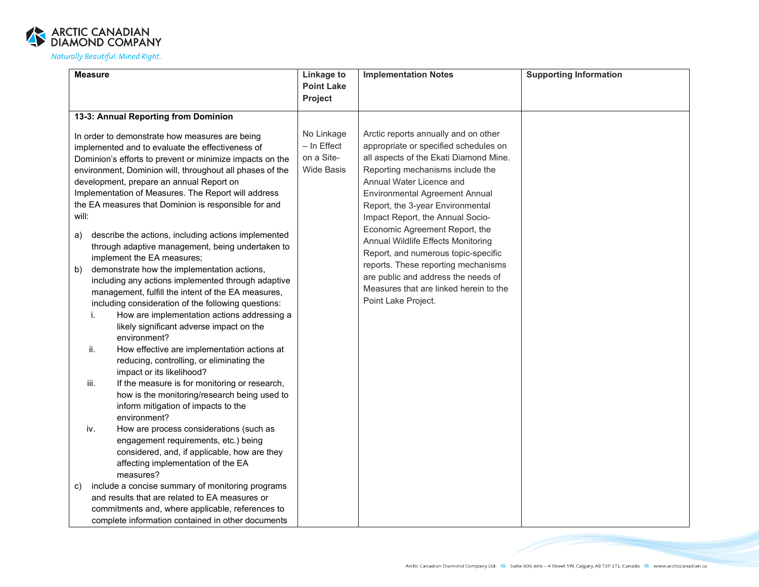| Measure | Linkage to Point Lake Project | Implementation Notes | Supporting Information |
|---|---|---|---|
| **13-3: Annual Reporting from Dominion**<br><br>In order to demonstrate how measures are being implemented and to evaluate the effectiveness of Dominion's efforts to prevent or minimize impacts on the environment, Dominion will, throughout all phases of the development, prepare an annual Report on Implementation of Measures. The Report will address the EA measures that Dominion is responsible for and will:<br><br>a) describe the actions, including actions implemented through adaptive management, being undertaken to implement the EA measures;<br>b) demonstrate how the implementation actions, including any actions implemented through adaptive management, fulfill the intent of the EA measures, including consideration of the following questions:<br>i. How are implementation actions addressing a likely significant adverse impact on the environment?<br>ii. How effective are implementation actions at reducing, controlling, or eliminating the impact or its likelihood?<br>iii. If the measure is for monitoring or research, how is the monitoring/research being used to inform mitigation of impacts to the environment?<br>iv. How are process considerations (such as engagement requirements, etc.) being considered, and, if applicable, how are they affecting implementation of the EA measures?<br>c) include a concise summary of monitoring programs and results that are related to EA measures or commitments and, where applicable, references to complete information contained in other documents | No Linkage – In Effect on a Site-Wide Basis | Arctic reports annually and on other appropriate or specified schedules on all aspects of the Ekati Diamond Mine. Reporting mechanisms include the Annual Water Licence and Environmental Agreement Annual Report, the 3-year Environmental Impact Report, the Annual Socio-Economic Agreement Report, the Annual Wildlife Effects Monitoring Report, and numerous topic-specific reports. These reporting mechanisms are public and address the needs of Measures that are linked herein to the Point Lake Project. | |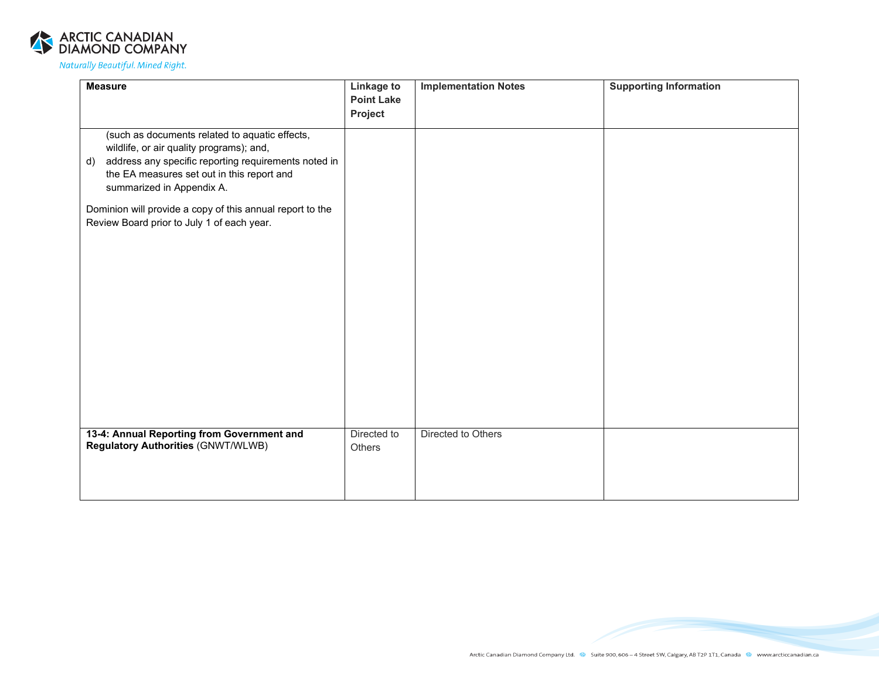| Measure | Linkage to Point Lake Project | Implementation Notes | Supporting Information |
| --- | --- | --- | --- |
| (such as documents related to aquatic effects, wildlife, or air quality programs); and,<br>d) address any specific reporting requirements noted in the EA measures set out in this report and summarized in Appendix A.<br><br>Dominion will provide a copy of this annual report to the Review Board prior to July 1 of each year. | | | |
| **13-4: Annual Reporting from Government and Regulatory Authorities** (GNWT/WLWB) | Directed to Others | Directed to Others | |